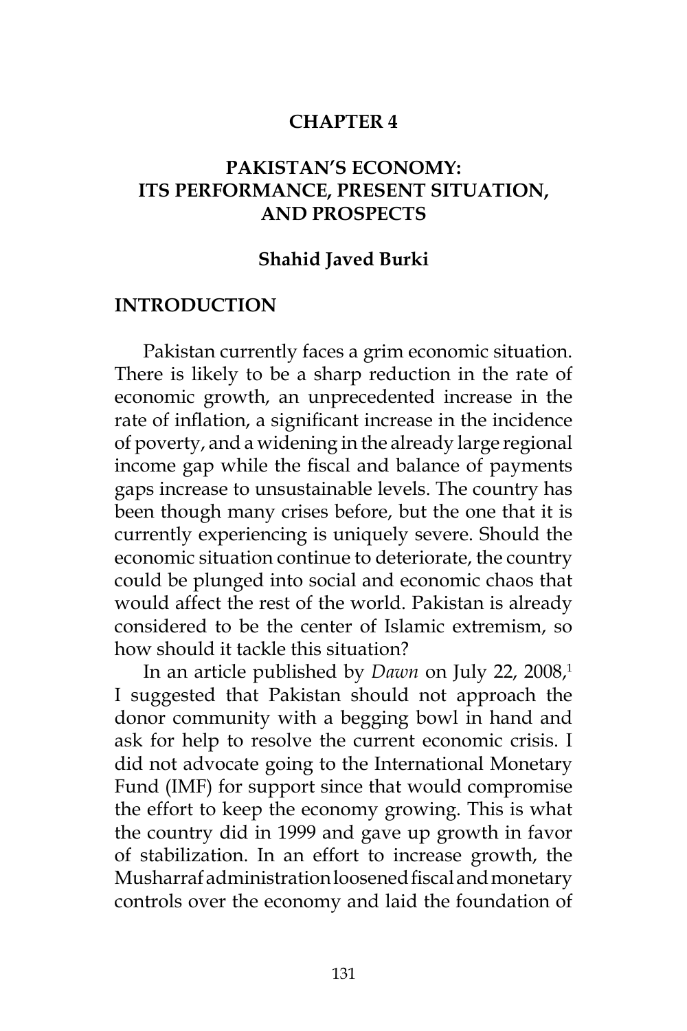# CHAPTER 4

## PAKISTAN'S ECONOMY: ITS PERFORMANCE, PRESENT SITUATION, AND PROSPECTS

**Shahid Javed Burki**

## INTRODUCTION

Pakistan currently faces a grim economic situation. There is likely to be a sharp reduction in the rate of economic growth, an unprecedented increase in the rate of inflation, a significant increase in the incidence of poverty, and a widening in the already large regional income gap while the fiscal and balance of payments gaps increase to unsustainable levels. The country has been though many crises before, but the one that it is currently experiencing is uniquely severe. Should the economic situation continue to deteriorate, the country could be plunged into social and economic chaos that would affect the rest of the world. Pakistan is already considered to be the center of Islamic extremism, so how should it tackle this situation?

In an article published by *Dawn* on July 22, 2008,[1] I suggested that Pakistan should not approach the donor community with a begging bowl in hand and ask for help to resolve the current economic crisis. I did not advocate going to the International Monetary Fund (IMF) for support since that would compromise the effort to keep the economy growing. This is what the country did in 1999 and gave up growth in favor of stabilization. In an effort to increase growth, the Musharraf administration loosened fiscal and monetary controls over the economy and laid the foundation of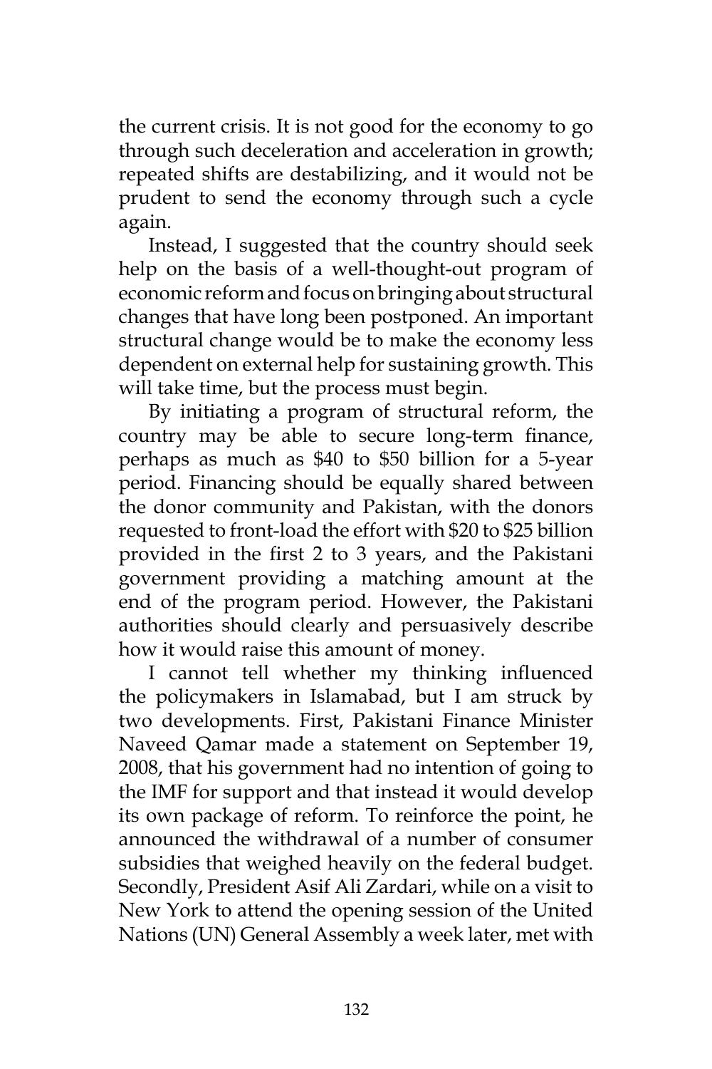the current crisis. It is not good for the economy to go through such deceleration and acceleration in growth; repeated shifts are destabilizing, and it would not be prudent to send the economy through such a cycle again.

Instead, I suggested that the country should seek help on the basis of a well-thought-out program of economic reform and focus on bringing about structural changes that have long been postponed. An important structural change would be to make the economy less dependent on external help for sustaining growth. This will take time, but the process must begin.

By initiating a program of structural reform, the country may be able to secure long-term finance, perhaps as much as $40 to $50 billion for a 5-year period. Financing should be equally shared between the donor community and Pakistan, with the donors requested to front-load the effort with $20 to $25 billion provided in the first 2 to 3 years, and the Pakistani government providing a matching amount at the end of the program period. However, the Pakistani authorities should clearly and persuasively describe how it would raise this amount of money.

I cannot tell whether my thinking influenced the policymakers in Islamabad, but I am struck by two developments. First, Pakistani Finance Minister Naveed Qamar made a statement on September 19, 2008, that his government had no intention of going to the IMF for support and that instead it would develop its own package of reform. To reinforce the point, he announced the withdrawal of a number of consumer subsidies that weighed heavily on the federal budget. Secondly, President Asif Ali Zardari, while on a visit to New York to attend the opening session of the United Nations (UN) General Assembly a week later, met with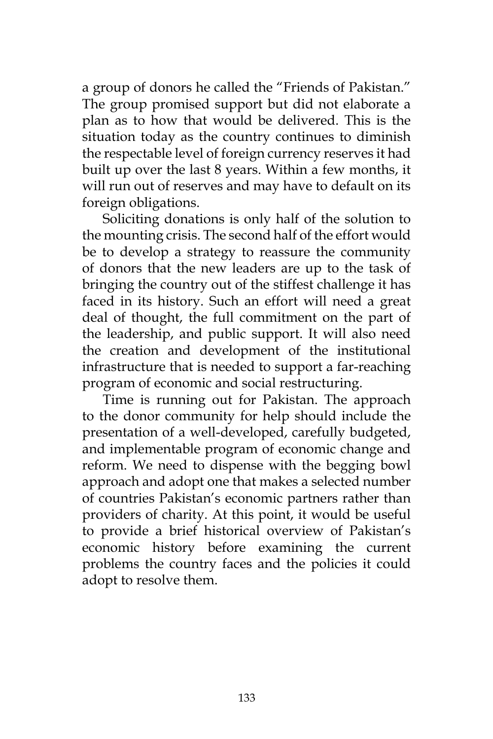a group of donors he called the "Friends of Pakistan." The group promised support but did not elaborate a plan as to how that would be delivered. This is the situation today as the country continues to diminish the respectable level of foreign currency reserves it had built up over the last 8 years. Within a few months, it will run out of reserves and may have to default on its foreign obligations.

Soliciting donations is only half of the solution to the mounting crisis. The second half of the effort would be to develop a strategy to reassure the community of donors that the new leaders are up to the task of bringing the country out of the stiffest challenge it has faced in its history. Such an effort will need a great deal of thought, the full commitment on the part of the leadership, and public support. It will also need the creation and development of the institutional infrastructure that is needed to support a far-reaching program of economic and social restructuring.

Time is running out for Pakistan. The approach to the donor community for help should include the presentation of a well-developed, carefully budgeted, and implementable program of economic change and reform. We need to dispense with the begging bowl approach and adopt one that makes a selected number of countries Pakistan's economic partners rather than providers of charity. At this point, it would be useful to provide a brief historical overview of Pakistan's economic history before examining the current problems the country faces and the policies it could adopt to resolve them.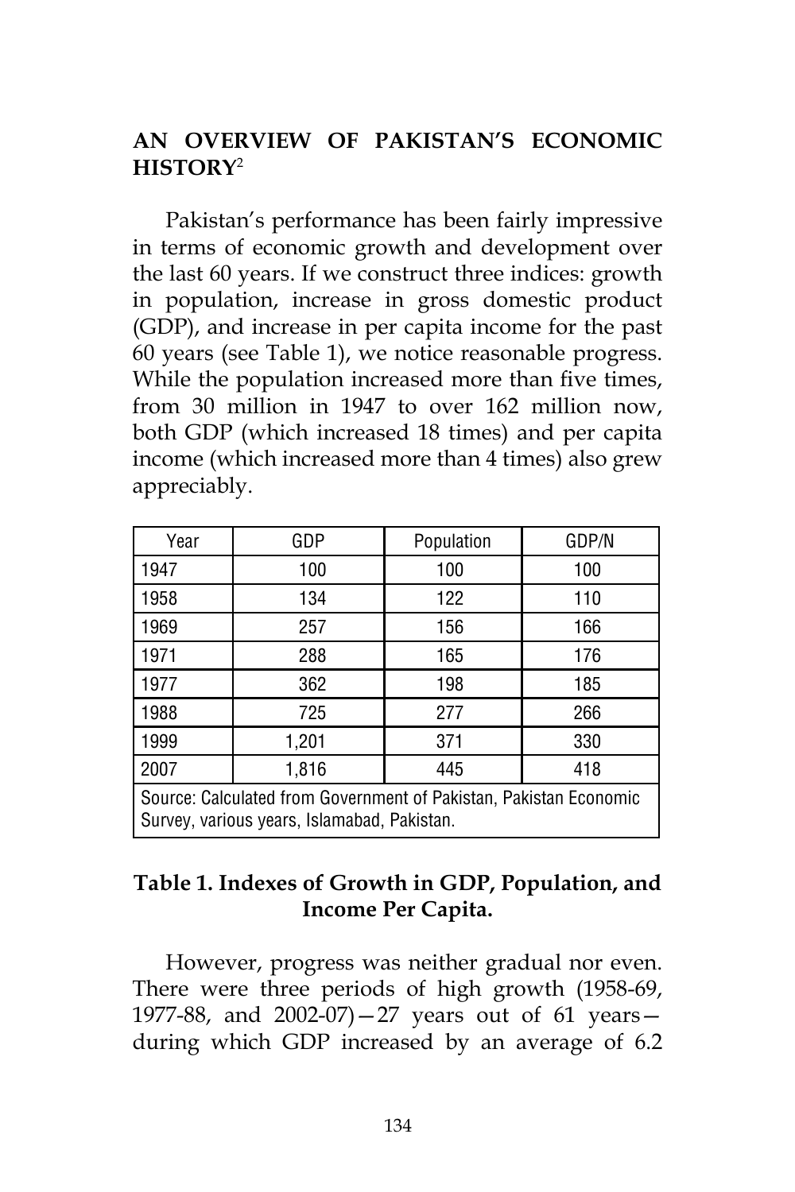## AN OVERVIEW OF PAKISTAN'S ECONOMIC HISTORY[2]

Pakistan's performance has been fairly impressive in terms of economic growth and development over the last 60 years. If we construct three indices: growth in population, increase in gross domestic product (GDP), and increase in per capita income for the past 60 years (see Table 1), we notice reasonable progress. While the population increased more than five times, from 30 million in 1947 to over 162 million now, both GDP (which increased 18 times) and per capita income (which increased more than 4 times) also grew appreciably.

| Year | GDP | Population | GDP/N |
|---|---|---|---|
| 1947 | 100 | 100 | 100 |
| 1958 | 134 | 122 | 110 |
| 1969 | 257 | 156 | 166 |
| 1971 | 288 | 165 | 176 |
| 1977 | 362 | 198 | 185 |
| 1988 | 725 | 277 | 266 |
| 1999 | 1,201 | 371 | 330 |
| 2007 | 1,816 | 445 | 418 |
| Source: Calculated from Government of Pakistan, Pakistan Economic Survey, various years, Islamabad, Pakistan. | | | |

**Table 1. Indexes of Growth in GDP, Population, and Income Per Capita.**

However, progress was neither gradual nor even. There were three periods of high growth (1958-69, 1977-88, and 2002-07)—27 years out of 61 years—during which GDP increased by an average of 6.2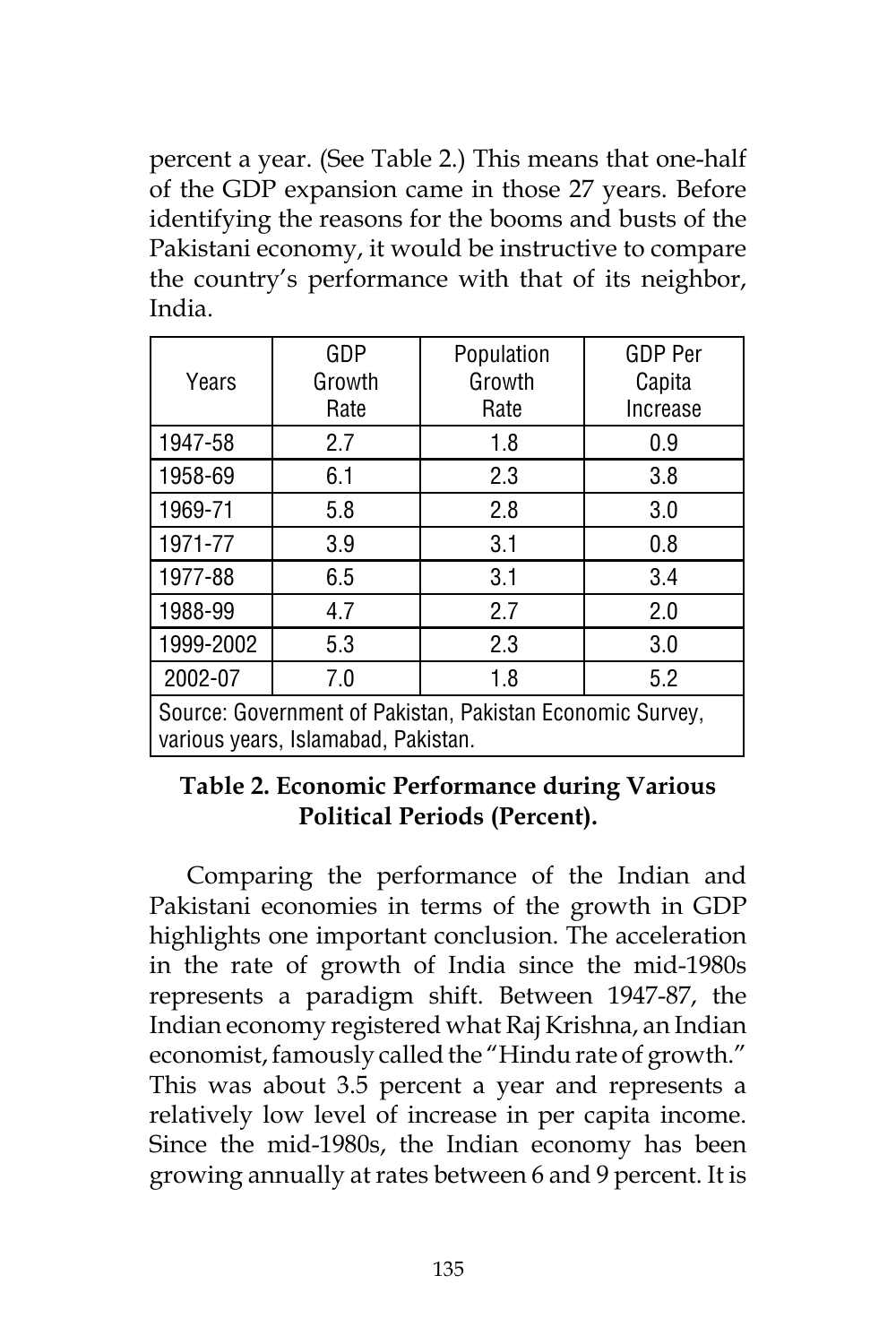percent a year. (See Table 2.) This means that one-half of the GDP expansion came in those 27 years. Before identifying the reasons for the booms and busts of the Pakistani economy, it would be instructive to compare the country's performance with that of its neighbor, India.

| Years | GDP Growth Rate | Population Growth Rate | GDP Per Capita Increase |
|---|---|---|---|
| 1947-58 | 2.7 | 1.8 | 0.9 |
| 1958-69 | 6.1 | 2.3 | 3.8 |
| 1969-71 | 5.8 | 2.8 | 3.0 |
| 1971-77 | 3.9 | 3.1 | 0.8 |
| 1977-88 | 6.5 | 3.1 | 3.4 |
| 1988-99 | 4.7 | 2.7 | 2.0 |
| 1999-2002 | 5.3 | 2.3 | 3.0 |
| 2002-07 | 7.0 | 1.8 | 5.2 |
| Source: Government of Pakistan, Pakistan Economic Survey, various years, Islamabad, Pakistan. | | | |

**Table 2. Economic Performance during Various Political Periods (Percent).**

Comparing the performance of the Indian and Pakistani economies in terms of the growth in GDP highlights one important conclusion. The acceleration in the rate of growth of India since the mid-1980s represents a paradigm shift. Between 1947-87, the Indian economy registered what Raj Krishna, an Indian economist, famously called the "Hindu rate of growth." This was about 3.5 percent a year and represents a relatively low level of increase in per capita income. Since the mid-1980s, the Indian economy has been growing annually at rates between 6 and 9 percent. It is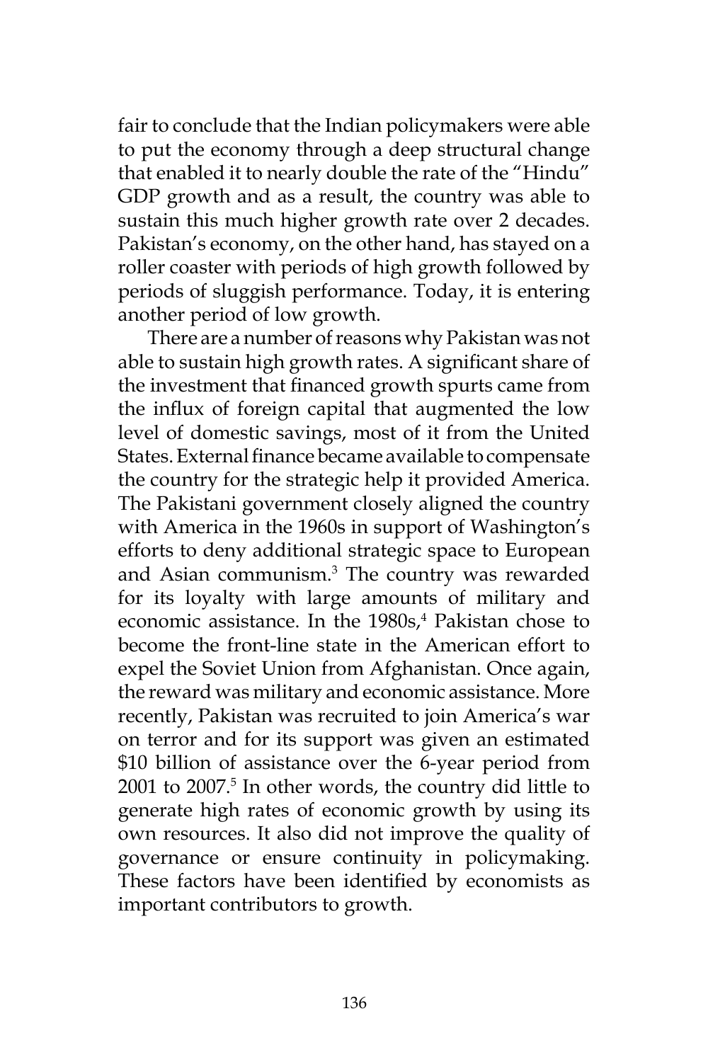fair to conclude that the Indian policymakers were able to put the economy through a deep structural change that enabled it to nearly double the rate of the "Hindu" GDP growth and as a result, the country was able to sustain this much higher growth rate over 2 decades. Pakistan's economy, on the other hand, has stayed on a roller coaster with periods of high growth followed by periods of sluggish performance. Today, it is entering another period of low growth.

There are a number of reasons why Pakistan was not able to sustain high growth rates. A significant share of the investment that financed growth spurts came from the influx of foreign capital that augmented the low level of domestic savings, most of it from the United States. External finance became available to compensate the country for the strategic help it provided America. The Pakistani government closely aligned the country with America in the 1960s in support of Washington's efforts to deny additional strategic space to European and Asian communism.[3] The country was rewarded for its loyalty with large amounts of military and economic assistance. In the 1980s,[4] Pakistan chose to become the front-line state in the American effort to expel the Soviet Union from Afghanistan. Once again, the reward was military and economic assistance. More recently, Pakistan was recruited to join America's war on terror and for its support was given an estimated $10 billion of assistance over the 6-year period from 2001 to 2007.[5] In other words, the country did little to generate high rates of economic growth by using its own resources. It also did not improve the quality of governance or ensure continuity in policymaking. These factors have been identified by economists as important contributors to growth.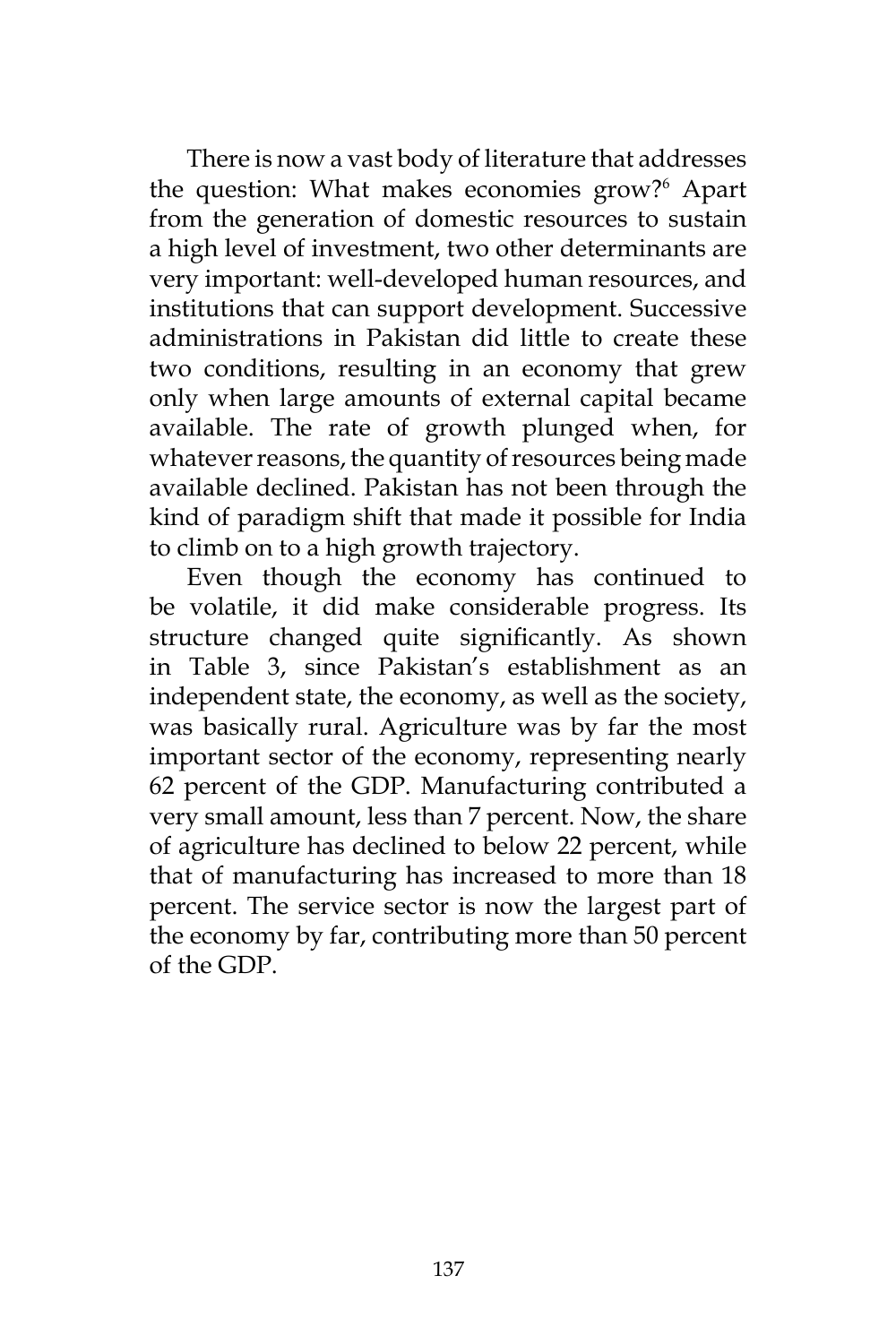There is now a vast body of literature that addresses the question: What makes economies grow?[6] Apart from the generation of domestic resources to sustain a high level of investment, two other determinants are very important: well-developed human resources, and institutions that can support development. Successive administrations in Pakistan did little to create these two conditions, resulting in an economy that grew only when large amounts of external capital became available. The rate of growth plunged when, for whatever reasons, the quantity of resources being made available declined. Pakistan has not been through the kind of paradigm shift that made it possible for India to climb on to a high growth trajectory.

Even though the economy has continued to be volatile, it did make considerable progress. Its structure changed quite significantly. As shown in Table 3, since Pakistan's establishment as an independent state, the economy, as well as the society, was basically rural. Agriculture was by far the most important sector of the economy, representing nearly 62 percent of the GDP. Manufacturing contributed a very small amount, less than 7 percent. Now, the share of agriculture has declined to below 22 percent, while that of manufacturing has increased to more than 18 percent. The service sector is now the largest part of the economy by far, contributing more than 50 percent of the GDP.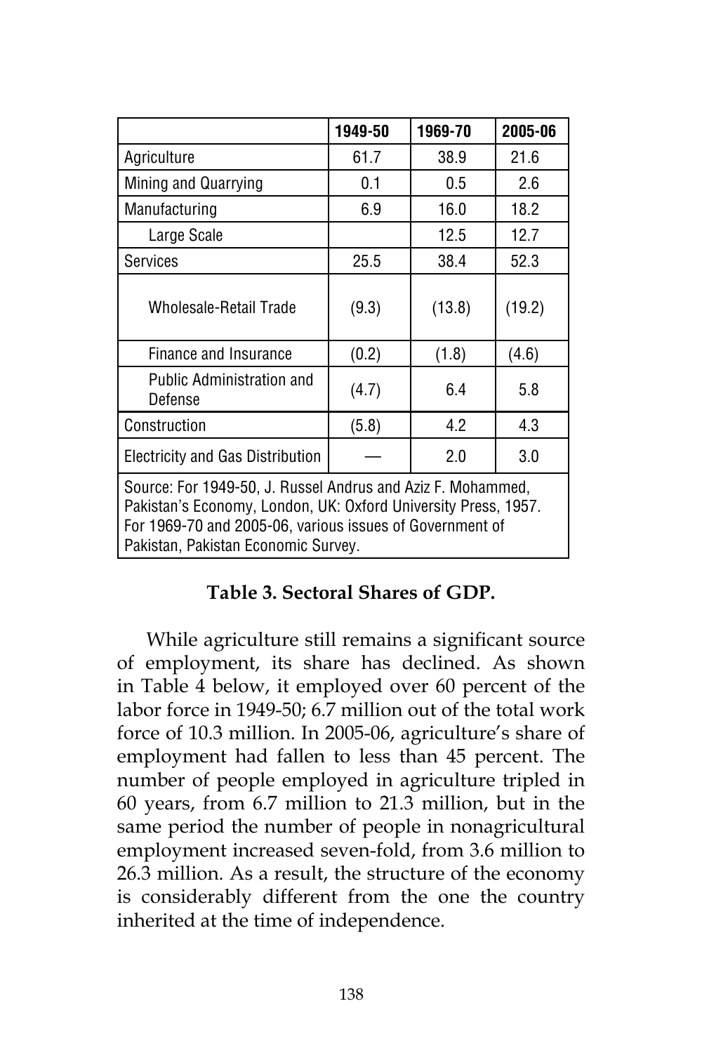| | 1949-50 | 1969-70 | 2005-06 |
|---|---|---|---|
| Agriculture | 61.7 | 38.9 | 21.6 |
| Mining and Quarrying | 0.1 | 0.5 | 2.6 |
| Manufacturing | 6.9 | 16.0 | 18.2 |
| Large Scale | | 12.5 | 12.7 |
| Services | 25.5 | 38.4 | 52.3 |
| Wholesale-Retail Trade | (9.3) | (13.8) | (19.2) |
| Finance and Insurance | (0.2) | (1.8) | (4.6) |
| Public Administration and Defense | (4.7) | 6.4 | 5.8 |
| Construction | (5.8) | 4.2 | 4.3 |
| Electricity and Gas Distribution | — | 2.0 | 3.0 |
| Source: For 1949-50, J. Russel Andrus and Aziz F. Mohammed, Pakistan's Economy, London, UK: Oxford University Press, 1957. For 1969-70 and 2005-06, various issues of Government of Pakistan, Pakistan Economic Survey. | | | |

**Table 3. Sectoral Shares of GDP.**

While agriculture still remains a significant source of employment, its share has declined. As shown in Table 4 below, it employed over 60 percent of the labor force in 1949-50; 6.7 million out of the total work force of 10.3 million. In 2005-06, agriculture's share of employment had fallen to less than 45 percent. The number of people employed in agriculture tripled in 60 years, from 6.7 million to 21.3 million, but in the same period the number of people in nonagricultural employment increased seven-fold, from 3.6 million to 26.3 million. As a result, the structure of the economy is considerably different from the one the country inherited at the time of independence.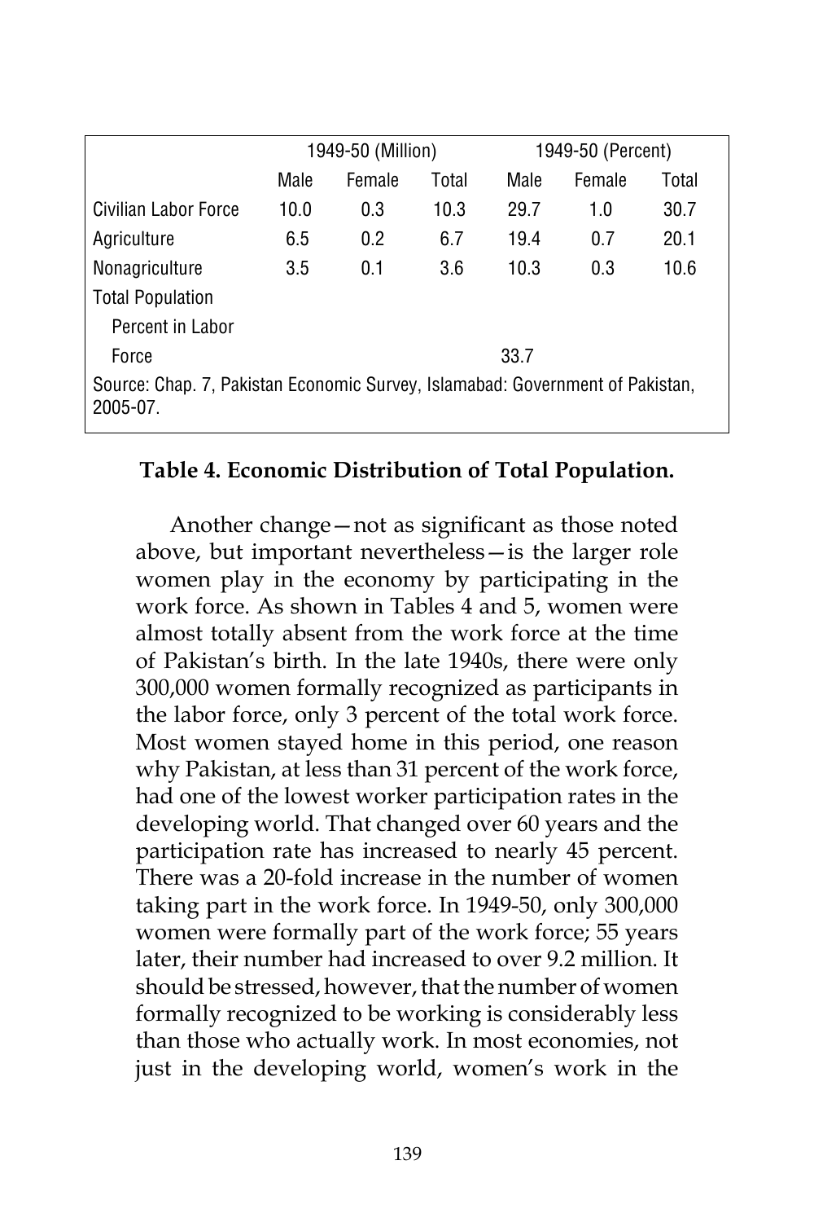| | 1949-50 (Million) | | | 1949-50 (Percent) | | |
|---|---|---|---|---|---|---|
| | Male | Female | Total | Male | Female | Total |
| Civilian Labor Force | 10.0 | 0.3 | 10.3 | 29.7 | 1.0 | 30.7 |
| Agriculture | 6.5 | 0.2 | 6.7 | 19.4 | 0.7 | 20.1 |
| Nonagriculture | 3.5 | 0.1 | 3.6 | 10.3 | 0.3 | 10.6 |
| Total Population Percent in Labor Force | | | | 33.7 | | |

Source: Chap. 7, Pakistan Economic Survey, Islamabad: Government of Pakistan, 2005-07.

**Table 4. Economic Distribution of Total Population.**

Another change—not as significant as those noted above, but important nevertheless—is the larger role women play in the economy by participating in the work force. As shown in Tables 4 and 5, women were almost totally absent from the work force at the time of Pakistan's birth. In the late 1940s, there were only 300,000 women formally recognized as participants in the labor force, only 3 percent of the total work force. Most women stayed home in this period, one reason why Pakistan, at less than 31 percent of the work force, had one of the lowest worker participation rates in the developing world. That changed over 60 years and the participation rate has increased to nearly 45 percent. There was a 20-fold increase in the number of women taking part in the work force. In 1949-50, only 300,000 women were formally part of the work force; 55 years later, their number had increased to over 9.2 million. It should be stressed, however, that the number of women formally recognized to be working is considerably less than those who actually work. In most economies, not just in the developing world, women's work in the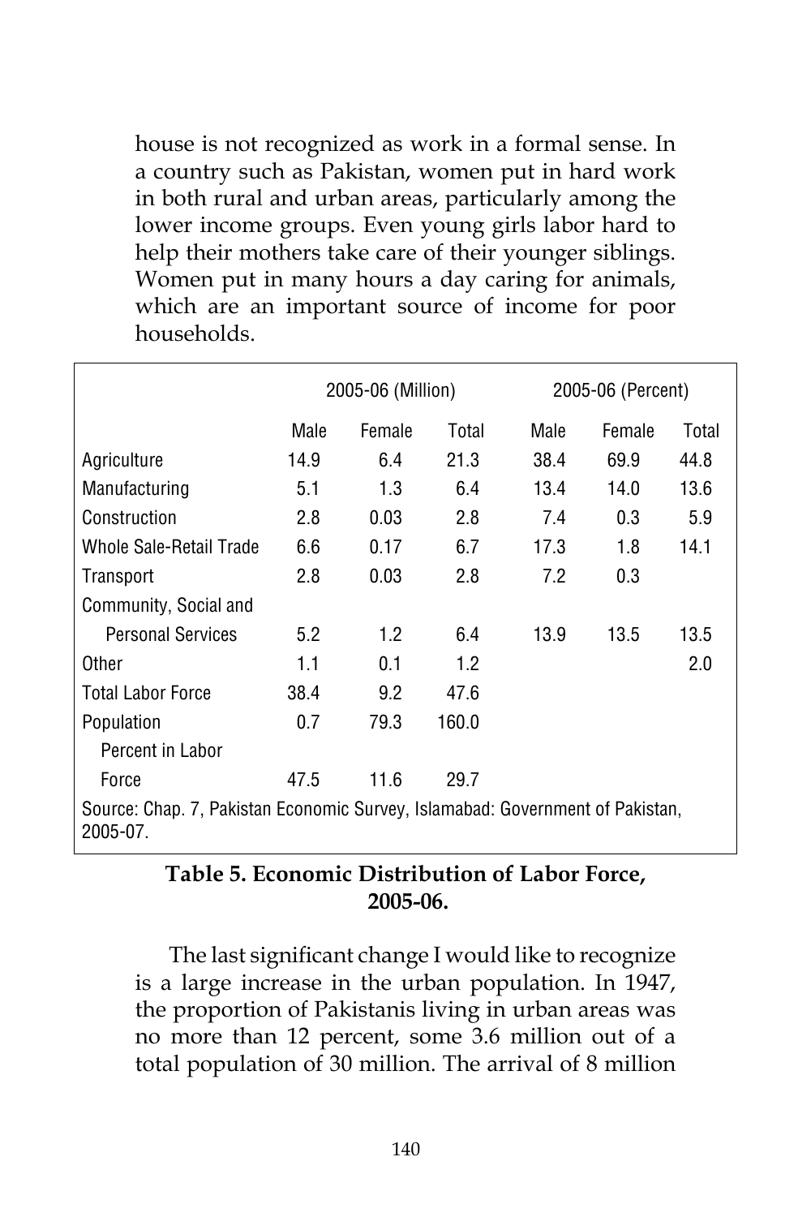house is not recognized as work in a formal sense. In a country such as Pakistan, women put in hard work in both rural and urban areas, particularly among the lower income groups. Even young girls labor hard to help their mothers take care of their younger siblings. Women put in many hours a day caring for animals, which are an important source of income for poor households.

| | 2005-06 (Million) | | | 2005-06 (Percent) | | |
|---|---|---|---|---|---|---|
| | Male | Female | Total | Male | Female | Total |
| Agriculture | 14.9 | 6.4 | 21.3 | 38.4 | 69.9 | 44.8 |
| Manufacturing | 5.1 | 1.3 | 6.4 | 13.4 | 14.0 | 13.6 |
| Construction | 2.8 | 0.03 | 2.8 | 7.4 | 0.3 | 5.9 |
| Whole Sale-Retail Trade | 6.6 | 0.17 | 6.7 | 17.3 | 1.8 | 14.1 |
| Transport | 2.8 | 0.03 | 2.8 | 7.2 | 0.3 | |
| Community, Social and Personal Services | 5.2 | 1.2 | 6.4 | 13.9 | 13.5 | 13.5 |
| Other | 1.1 | 0.1 | 1.2 | | | 2.0 |
| Total Labor Force | 38.4 | 9.2 | 47.6 | | | |
| Population | 0.7 | 79.3 | 160.0 | | | |
| Percent in Labor Force | 47.5 | 11.6 | 29.7 | | | |

Source: Chap. 7, Pakistan Economic Survey, Islamabad: Government of Pakistan, 2005-07.

**Table 5. Economic Distribution of Labor Force, 2005-06.**

The last significant change I would like to recognize is a large increase in the urban population. In 1947, the proportion of Pakistanis living in urban areas was no more than 12 percent, some 3.6 million out of a total population of 30 million. The arrival of 8 million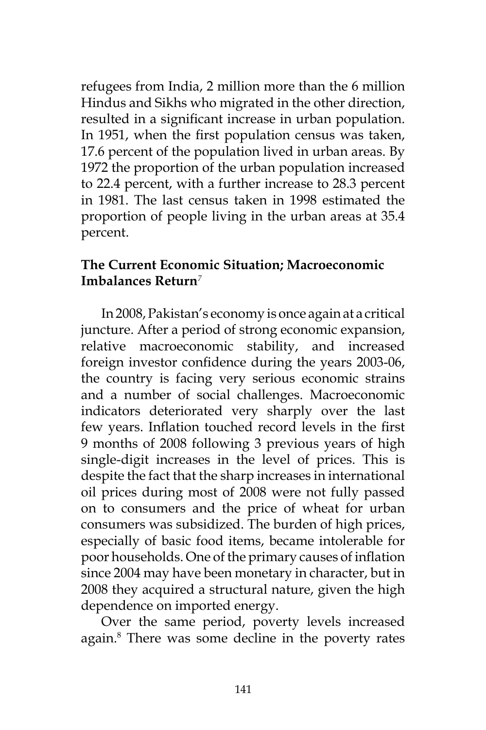refugees from India, 2 million more than the 6 million Hindus and Sikhs who migrated in the other direction, resulted in a significant increase in urban population. In 1951, when the first population census was taken, 17.6 percent of the population lived in urban areas. By 1972 the proportion of the urban population increased to 22.4 percent, with a further increase to 28.3 percent in 1981. The last census taken in 1998 estimated the proportion of people living in the urban areas at 35.4 percent.

## The Current Economic Situation; Macroeconomic Imbalances Return[7]

In 2008, Pakistan's economy is once again at a critical juncture. After a period of strong economic expansion, relative macroeconomic stability, and increased foreign investor confidence during the years 2003-06, the country is facing very serious economic strains and a number of social challenges. Macroeconomic indicators deteriorated very sharply over the last few years. Inflation touched record levels in the first 9 months of 2008 following 3 previous years of high single-digit increases in the level of prices. This is despite the fact that the sharp increases in international oil prices during most of 2008 were not fully passed on to consumers and the price of wheat for urban consumers was subsidized. The burden of high prices, especially of basic food items, became intolerable for poor households. One of the primary causes of inflation since 2004 may have been monetary in character, but in 2008 they acquired a structural nature, given the high dependence on imported energy.

Over the same period, poverty levels increased again.[8] There was some decline in the poverty rates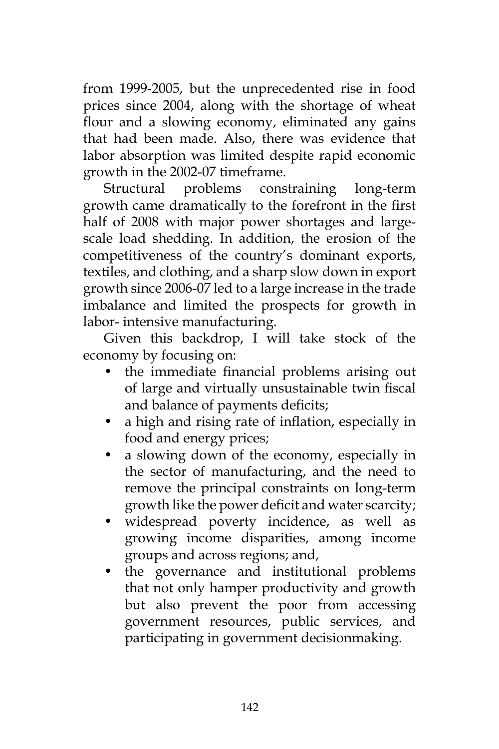from 1999-2005, but the unprecedented rise in food prices since 2004, along with the shortage of wheat flour and a slowing economy, eliminated any gains that had been made. Also, there was evidence that labor absorption was limited despite rapid economic growth in the 2002-07 timeframe.

Structural problems constraining long-term growth came dramatically to the forefront in the first half of 2008 with major power shortages and large-scale load shedding. In addition, the erosion of the competitiveness of the country's dominant exports, textiles, and clothing, and a sharp slow down in export growth since 2006-07 led to a large increase in the trade imbalance and limited the prospects for growth in labor- intensive manufacturing.

Given this backdrop, I will take stock of the economy by focusing on:

- the immediate financial problems arising out of large and virtually unsustainable twin fiscal and balance of payments deficits;
- a high and rising rate of inflation, especially in food and energy prices;
- a slowing down of the economy, especially in the sector of manufacturing, and the need to remove the principal constraints on long-term growth like the power deficit and water scarcity;
- widespread poverty incidence, as well as growing income disparities, among income groups and across regions; and,
- the governance and institutional problems that not only hamper productivity and growth but also prevent the poor from accessing government resources, public services, and participating in government decisionmaking.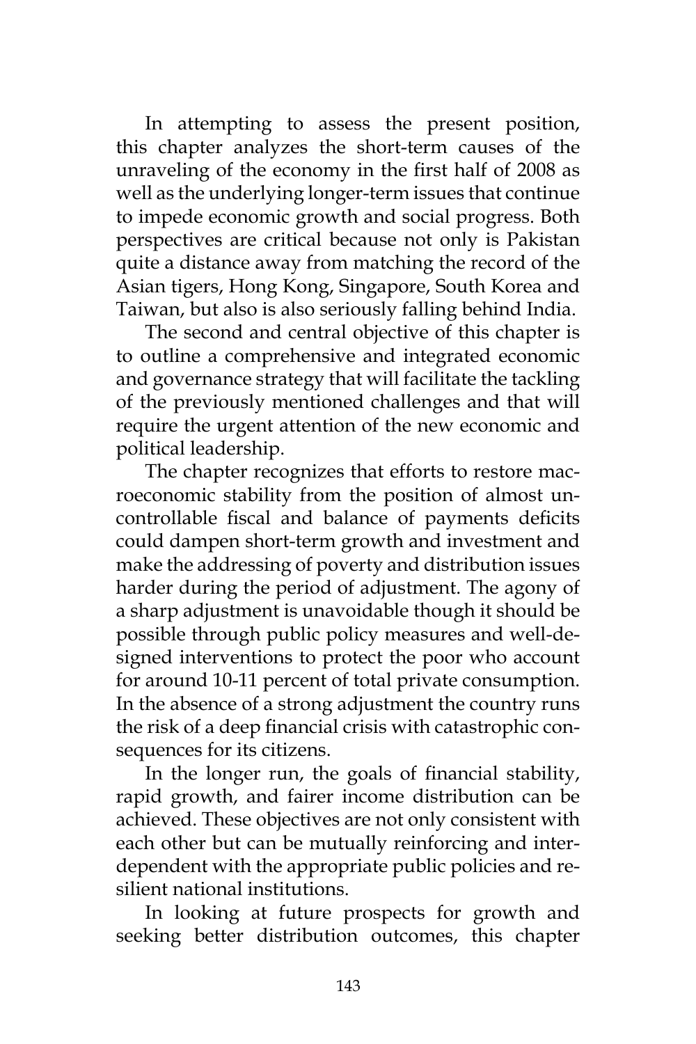In attempting to assess the present position, this chapter analyzes the short-term causes of the unraveling of the economy in the first half of 2008 as well as the underlying longer-term issues that continue to impede economic growth and social progress. Both perspectives are critical because not only is Pakistan quite a distance away from matching the record of the Asian tigers, Hong Kong, Singapore, South Korea and Taiwan, but also is also seriously falling behind India.

The second and central objective of this chapter is to outline a comprehensive and integrated economic and governance strategy that will facilitate the tackling of the previously mentioned challenges and that will require the urgent attention of the new economic and political leadership.

The chapter recognizes that efforts to restore macroeconomic stability from the position of almost uncontrollable fiscal and balance of payments deficits could dampen short-term growth and investment and make the addressing of poverty and distribution issues harder during the period of adjustment. The agony of a sharp adjustment is unavoidable though it should be possible through public policy measures and well-designed interventions to protect the poor who account for around 10-11 percent of total private consumption. In the absence of a strong adjustment the country runs the risk of a deep financial crisis with catastrophic consequences for its citizens.

In the longer run, the goals of financial stability, rapid growth, and fairer income distribution can be achieved. These objectives are not only consistent with each other but can be mutually reinforcing and interdependent with the appropriate public policies and resilient national institutions.

In looking at future prospects for growth and seeking better distribution outcomes, this chapter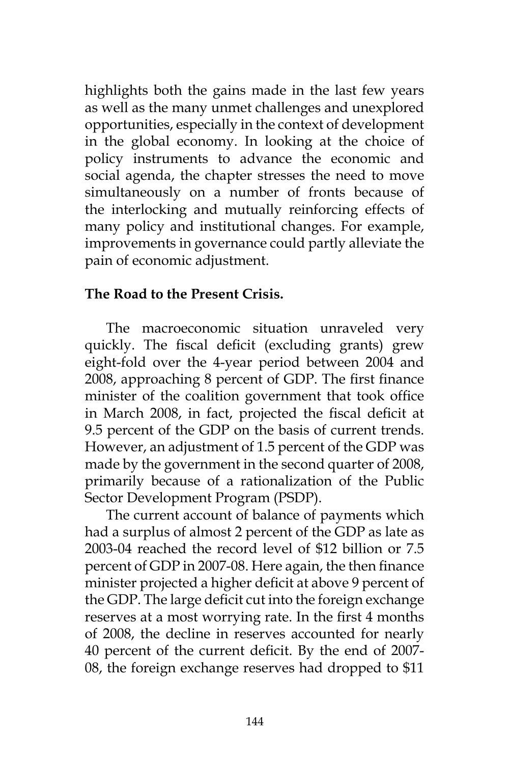highlights both the gains made in the last few years as well as the many unmet challenges and unexplored opportunities, especially in the context of development in the global economy. In looking at the choice of policy instruments to advance the economic and social agenda, the chapter stresses the need to move simultaneously on a number of fronts because of the interlocking and mutually reinforcing effects of many policy and institutional changes. For example, improvements in governance could partly alleviate the pain of economic adjustment.

**The Road to the Present Crisis.**

The macroeconomic situation unraveled very quickly. The fiscal deficit (excluding grants) grew eight-fold over the 4-year period between 2004 and 2008, approaching 8 percent of GDP. The first finance minister of the coalition government that took office in March 2008, in fact, projected the fiscal deficit at 9.5 percent of the GDP on the basis of current trends. However, an adjustment of 1.5 percent of the GDP was made by the government in the second quarter of 2008, primarily because of a rationalization of the Public Sector Development Program (PSDP).

The current account of balance of payments which had a surplus of almost 2 percent of the GDP as late as 2003-04 reached the record level of $12 billion or 7.5 percent of GDP in 2007-08. Here again, the then finance minister projected a higher deficit at above 9 percent of the GDP. The large deficit cut into the foreign exchange reserves at a most worrying rate. In the first 4 months of 2008, the decline in reserves accounted for nearly 40 percent of the current deficit. By the end of 2007-08, the foreign exchange reserves had dropped to $11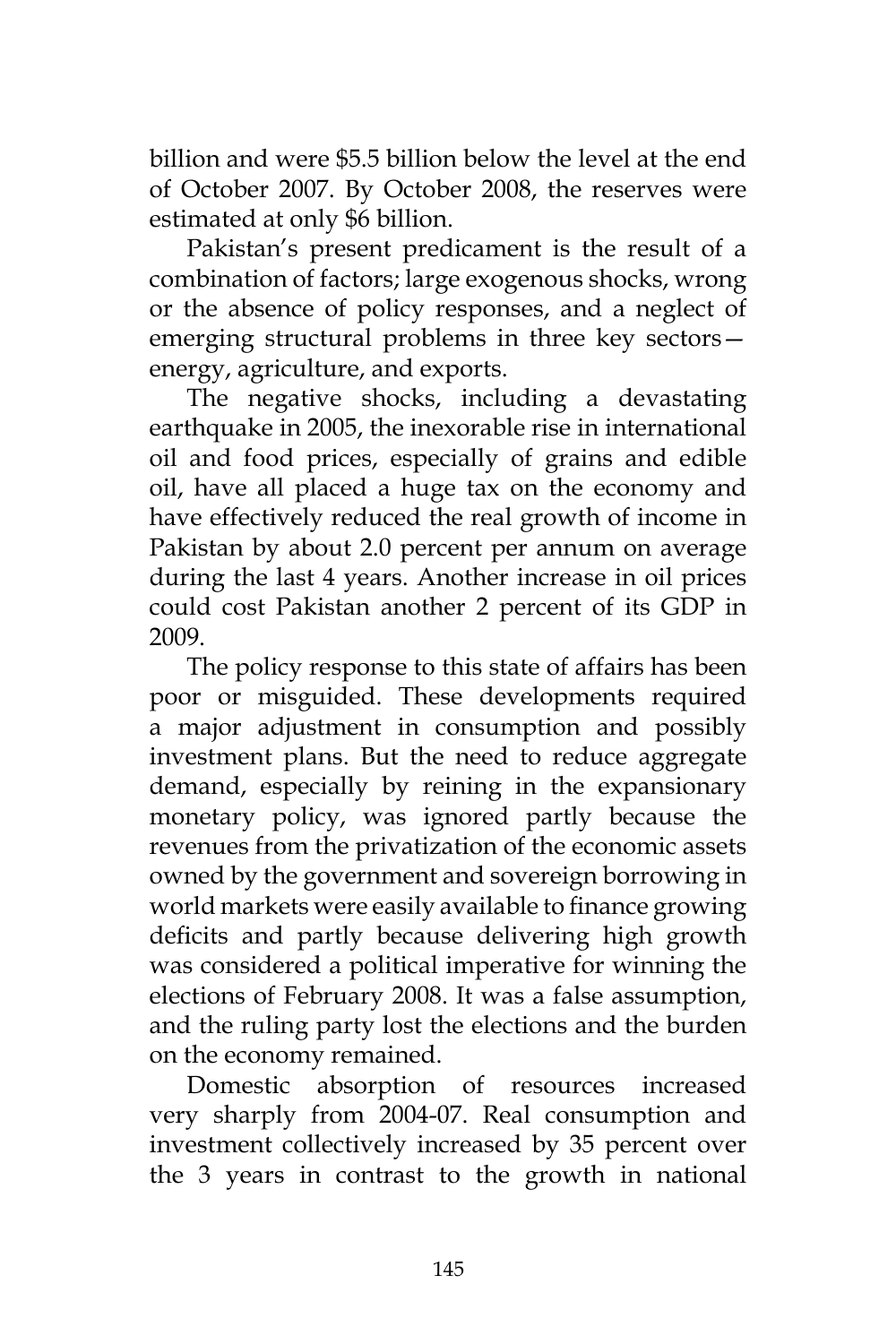billion and were $5.5 billion below the level at the end of October 2007. By October 2008, the reserves were estimated at only $6 billion.

Pakistan's present predicament is the result of a combination of factors; large exogenous shocks, wrong or the absence of policy responses, and a neglect of emerging structural problems in three key sectors—energy, agriculture, and exports.

The negative shocks, including a devastating earthquake in 2005, the inexorable rise in international oil and food prices, especially of grains and edible oil, have all placed a huge tax on the economy and have effectively reduced the real growth of income in Pakistan by about 2.0 percent per annum on average during the last 4 years. Another increase in oil prices could cost Pakistan another 2 percent of its GDP in 2009.

The policy response to this state of affairs has been poor or misguided. These developments required a major adjustment in consumption and possibly investment plans. But the need to reduce aggregate demand, especially by reining in the expansionary monetary policy, was ignored partly because the revenues from the privatization of the economic assets owned by the government and sovereign borrowing in world markets were easily available to finance growing deficits and partly because delivering high growth was considered a political imperative for winning the elections of February 2008. It was a false assumption, and the ruling party lost the elections and the burden on the economy remained.

Domestic absorption of resources increased very sharply from 2004-07. Real consumption and investment collectively increased by 35 percent over the 3 years in contrast to the growth in national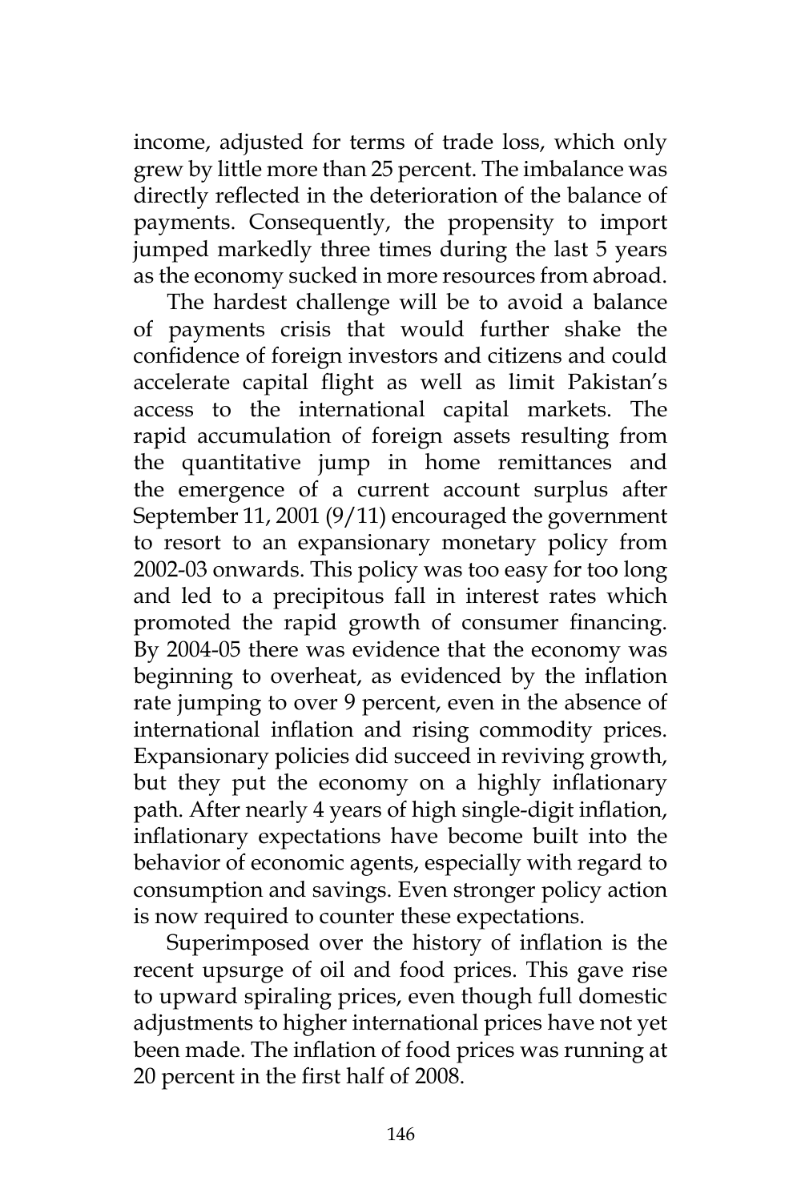income, adjusted for terms of trade loss, which only grew by little more than 25 percent. The imbalance was directly reflected in the deterioration of the balance of payments. Consequently, the propensity to import jumped markedly three times during the last 5 years as the economy sucked in more resources from abroad.

The hardest challenge will be to avoid a balance of payments crisis that would further shake the confidence of foreign investors and citizens and could accelerate capital flight as well as limit Pakistan's access to the international capital markets. The rapid accumulation of foreign assets resulting from the quantitative jump in home remittances and the emergence of a current account surplus after September 11, 2001 (9/11) encouraged the government to resort to an expansionary monetary policy from 2002-03 onwards. This policy was too easy for too long and led to a precipitous fall in interest rates which promoted the rapid growth of consumer financing. By 2004-05 there was evidence that the economy was beginning to overheat, as evidenced by the inflation rate jumping to over 9 percent, even in the absence of international inflation and rising commodity prices. Expansionary policies did succeed in reviving growth, but they put the economy on a highly inflationary path. After nearly 4 years of high single-digit inflation, inflationary expectations have become built into the behavior of economic agents, especially with regard to consumption and savings. Even stronger policy action is now required to counter these expectations.

Superimposed over the history of inflation is the recent upsurge of oil and food prices. This gave rise to upward spiraling prices, even though full domestic adjustments to higher international prices have not yet been made. The inflation of food prices was running at 20 percent in the first half of 2008.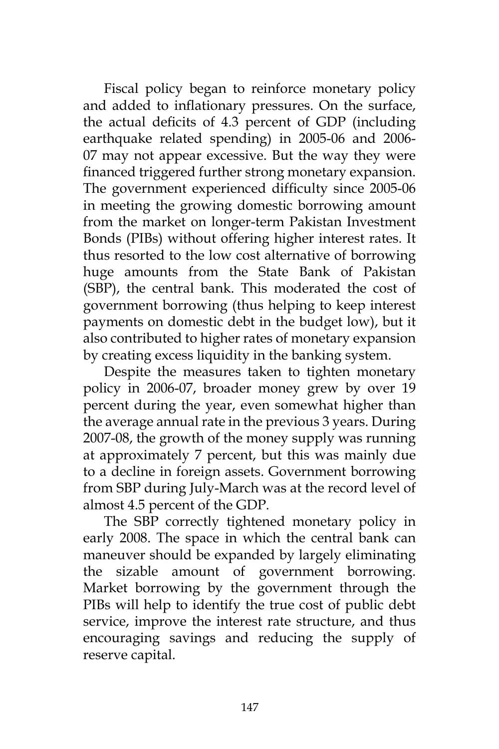Fiscal policy began to reinforce monetary policy and added to inflationary pressures. On the surface, the actual deficits of 4.3 percent of GDP (including earthquake related spending) in 2005-06 and 2006-07 may not appear excessive. But the way they were financed triggered further strong monetary expansion. The government experienced difficulty since 2005-06 in meeting the growing domestic borrowing amount from the market on longer-term Pakistan Investment Bonds (PIBs) without offering higher interest rates. It thus resorted to the low cost alternative of borrowing huge amounts from the State Bank of Pakistan (SBP), the central bank. This moderated the cost of government borrowing (thus helping to keep interest payments on domestic debt in the budget low), but it also contributed to higher rates of monetary expansion by creating excess liquidity in the banking system.

Despite the measures taken to tighten monetary policy in 2006-07, broader money grew by over 19 percent during the year, even somewhat higher than the average annual rate in the previous 3 years. During 2007-08, the growth of the money supply was running at approximately 7 percent, but this was mainly due to a decline in foreign assets. Government borrowing from SBP during July-March was at the record level of almost 4.5 percent of the GDP.

The SBP correctly tightened monetary policy in early 2008. The space in which the central bank can maneuver should be expanded by largely eliminating the sizable amount of government borrowing. Market borrowing by the government through the PIBs will help to identify the true cost of public debt service, improve the interest rate structure, and thus encouraging savings and reducing the supply of reserve capital.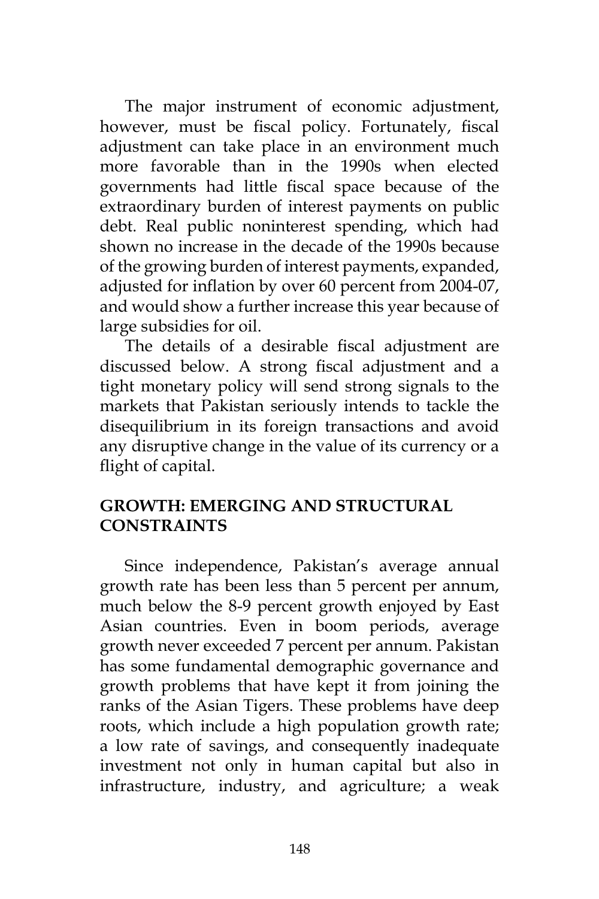The major instrument of economic adjustment, however, must be fiscal policy. Fortunately, fiscal adjustment can take place in an environment much more favorable than in the 1990s when elected governments had little fiscal space because of the extraordinary burden of interest payments on public debt. Real public noninterest spending, which had shown no increase in the decade of the 1990s because of the growing burden of interest payments, expanded, adjusted for inflation by over 60 percent from 2004-07, and would show a further increase this year because of large subsidies for oil.

The details of a desirable fiscal adjustment are discussed below. A strong fiscal adjustment and a tight monetary policy will send strong signals to the markets that Pakistan seriously intends to tackle the disequilibrium in its foreign transactions and avoid any disruptive change in the value of its currency or a flight of capital.

## GROWTH: EMERGING AND STRUCTURAL CONSTRAINTS

Since independence, Pakistan's average annual growth rate has been less than 5 percent per annum, much below the 8-9 percent growth enjoyed by East Asian countries. Even in boom periods, average growth never exceeded 7 percent per annum. Pakistan has some fundamental demographic governance and growth problems that have kept it from joining the ranks of the Asian Tigers. These problems have deep roots, which include a high population growth rate; a low rate of savings, and consequently inadequate investment not only in human capital but also in infrastructure, industry, and agriculture; a weak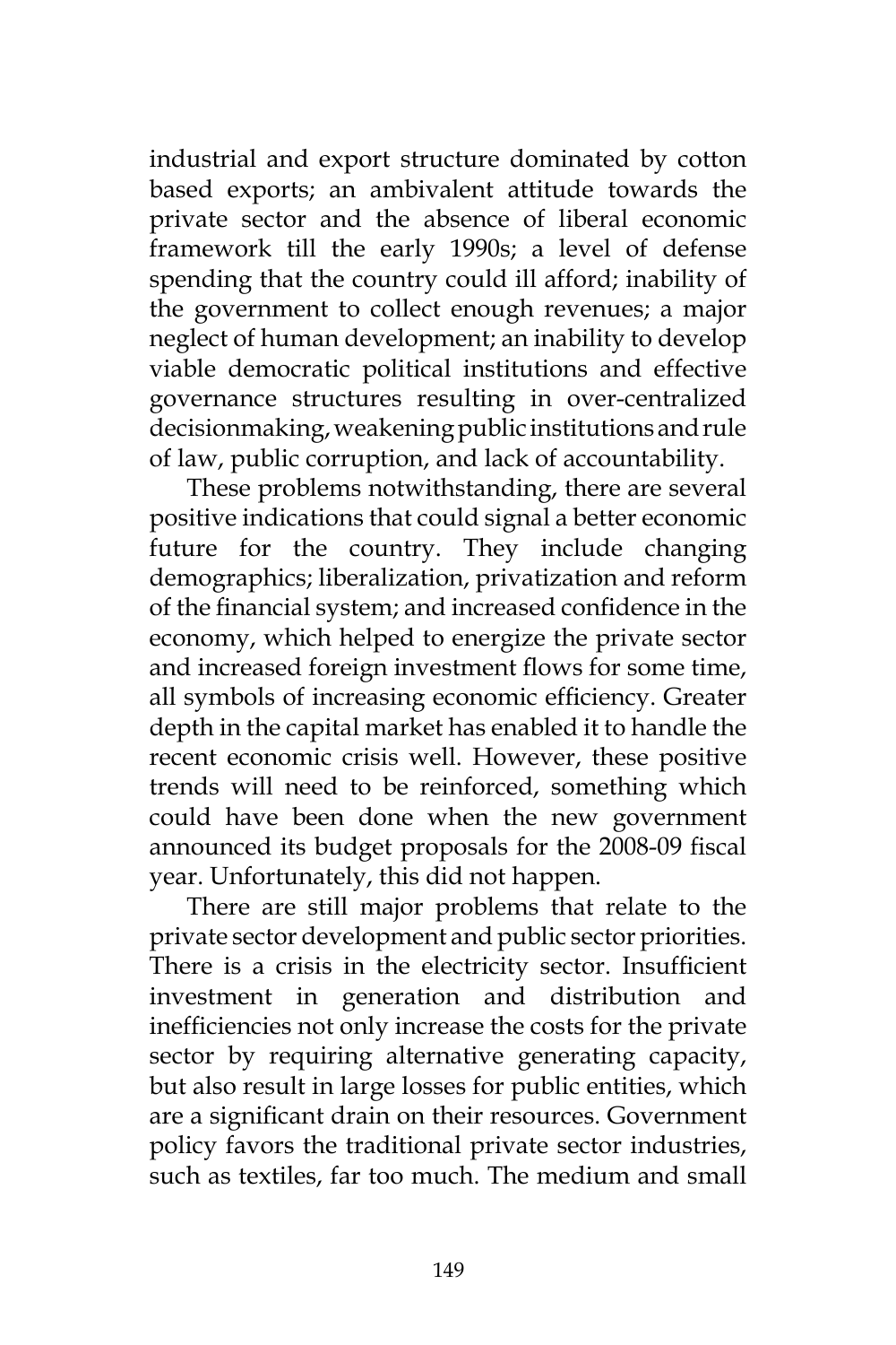industrial and export structure dominated by cotton based exports; an ambivalent attitude towards the private sector and the absence of liberal economic framework till the early 1990s; a level of defense spending that the country could ill afford; inability of the government to collect enough revenues; a major neglect of human development; an inability to develop viable democratic political institutions and effective governance structures resulting in over-centralized decisionmaking, weakening public institutions and rule of law, public corruption, and lack of accountability.

These problems notwithstanding, there are several positive indications that could signal a better economic future for the country. They include changing demographics; liberalization, privatization and reform of the financial system; and increased confidence in the economy, which helped to energize the private sector and increased foreign investment flows for some time, all symbols of increasing economic efficiency. Greater depth in the capital market has enabled it to handle the recent economic crisis well. However, these positive trends will need to be reinforced, something which could have been done when the new government announced its budget proposals for the 2008-09 fiscal year. Unfortunately, this did not happen.

There are still major problems that relate to the private sector development and public sector priorities. There is a crisis in the electricity sector. Insufficient investment in generation and distribution and inefficiencies not only increase the costs for the private sector by requiring alternative generating capacity, but also result in large losses for public entities, which are a significant drain on their resources. Government policy favors the traditional private sector industries, such as textiles, far too much. The medium and small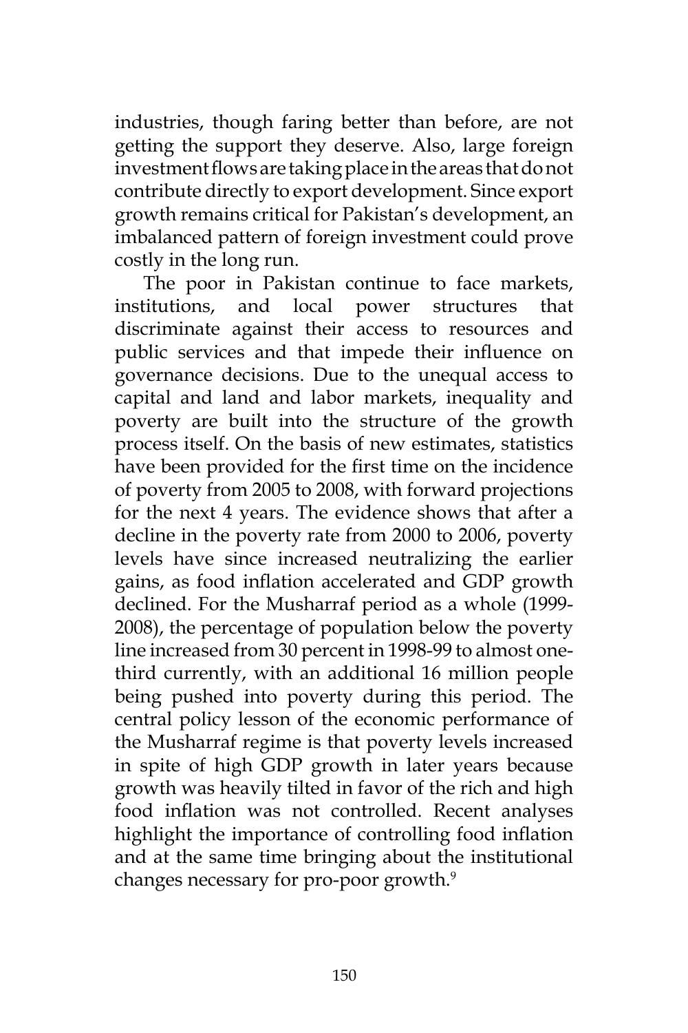industries, though faring better than before, are not getting the support they deserve. Also, large foreign investment flows are taking place in the areas that do not contribute directly to export development. Since export growth remains critical for Pakistan's development, an imbalanced pattern of foreign investment could prove costly in the long run.

The poor in Pakistan continue to face markets, institutions, and local power structures that discriminate against their access to resources and public services and that impede their influence on governance decisions. Due to the unequal access to capital and land and labor markets, inequality and poverty are built into the structure of the growth process itself. On the basis of new estimates, statistics have been provided for the first time on the incidence of poverty from 2005 to 2008, with forward projections for the next 4 years. The evidence shows that after a decline in the poverty rate from 2000 to 2006, poverty levels have since increased neutralizing the earlier gains, as food inflation accelerated and GDP growth declined. For the Musharraf period as a whole (1999-2008), the percentage of population below the poverty line increased from 30 percent in 1998-99 to almost one-third currently, with an additional 16 million people being pushed into poverty during this period. The central policy lesson of the economic performance of the Musharraf regime is that poverty levels increased in spite of high GDP growth in later years because growth was heavily tilted in favor of the rich and high food inflation was not controlled. Recent analyses highlight the importance of controlling food inflation and at the same time bringing about the institutional changes necessary for pro-poor growth.[9]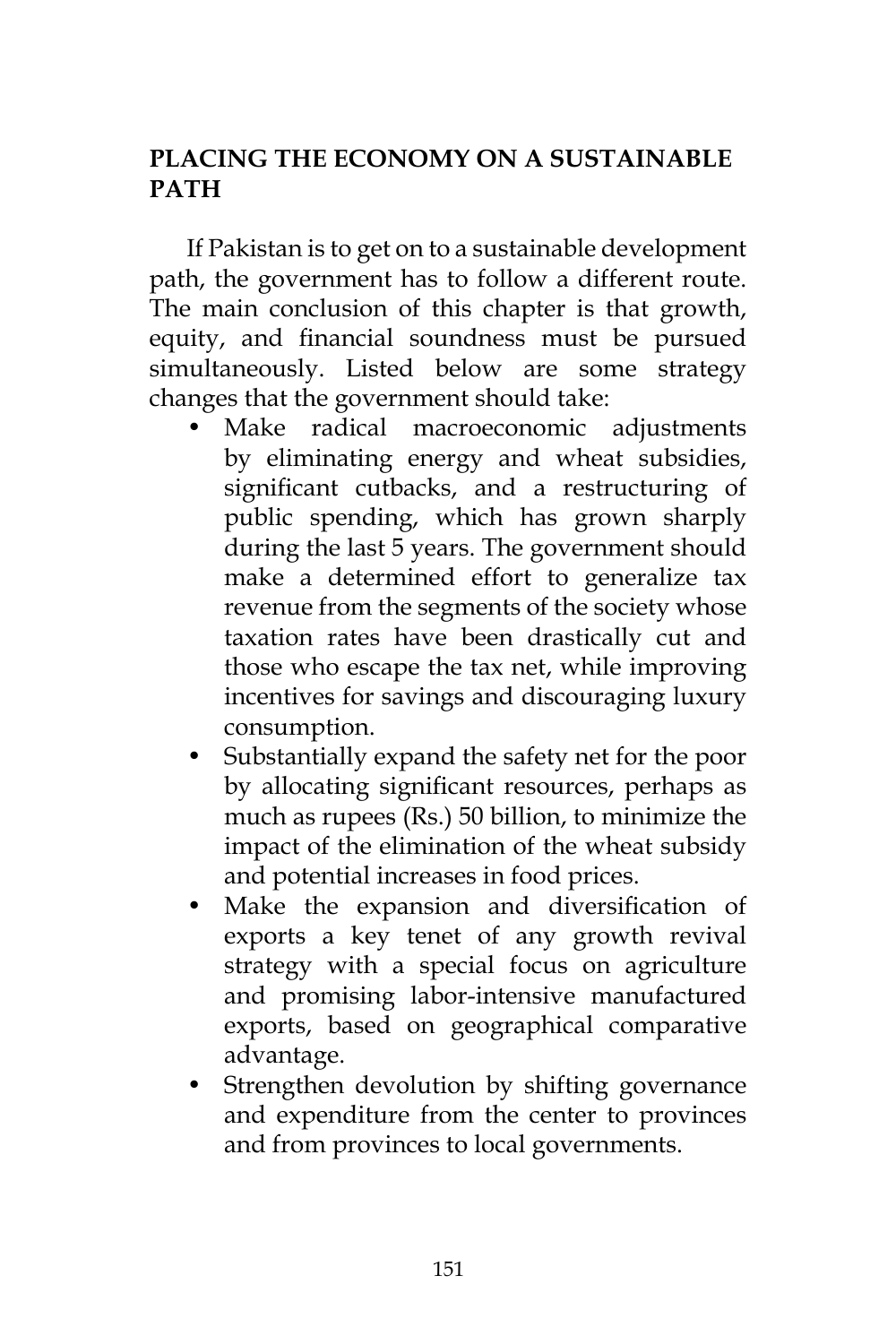## PLACING THE ECONOMY ON A SUSTAINABLE PATH

If Pakistan is to get on to a sustainable development path, the government has to follow a different route. The main conclusion of this chapter is that growth, equity, and financial soundness must be pursued simultaneously. Listed below are some strategy changes that the government should take:

- Make radical macroeconomic adjustments by eliminating energy and wheat subsidies, significant cutbacks, and a restructuring of public spending, which has grown sharply during the last 5 years. The government should make a determined effort to generalize tax revenue from the segments of the society whose taxation rates have been drastically cut and those who escape the tax net, while improving incentives for savings and discouraging luxury consumption.
- Substantially expand the safety net for the poor by allocating significant resources, perhaps as much as rupees (Rs.) 50 billion, to minimize the impact of the elimination of the wheat subsidy and potential increases in food prices.
- Make the expansion and diversification of exports a key tenet of any growth revival strategy with a special focus on agriculture and promising labor-intensive manufactured exports, based on geographical comparative advantage.
- Strengthen devolution by shifting governance and expenditure from the center to provinces and from provinces to local governments.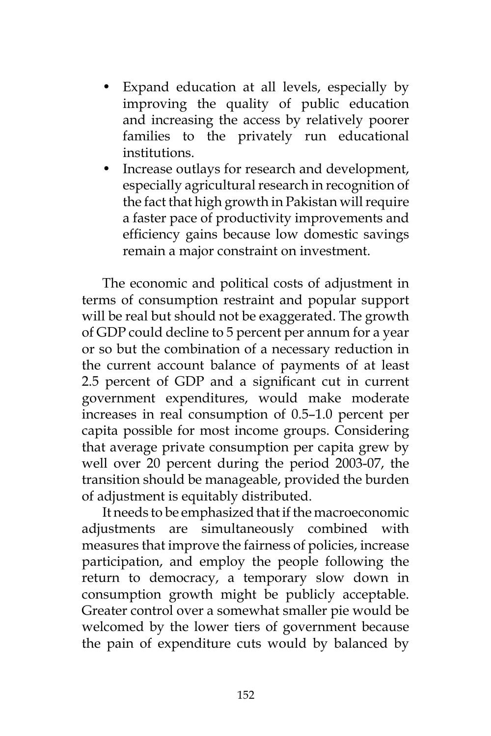- Expand education at all levels, especially by improving the quality of public education and increasing the access by relatively poorer families to the privately run educational institutions.
- Increase outlays for research and development, especially agricultural research in recognition of the fact that high growth in Pakistan will require a faster pace of productivity improvements and efficiency gains because low domestic savings remain a major constraint on investment.

The economic and political costs of adjustment in terms of consumption restraint and popular support will be real but should not be exaggerated. The growth of GDP could decline to 5 percent per annum for a year or so but the combination of a necessary reduction in the current account balance of payments of at least 2.5 percent of GDP and a significant cut in current government expenditures, would make moderate increases in real consumption of 0.5–1.0 percent per capita possible for most income groups. Considering that average private consumption per capita grew by well over 20 percent during the period 2003-07, the transition should be manageable, provided the burden of adjustment is equitably distributed.

It needs to be emphasized that if the macroeconomic adjustments are simultaneously combined with measures that improve the fairness of policies, increase participation, and employ the people following the return to democracy, a temporary slow down in consumption growth might be publicly acceptable. Greater control over a somewhat smaller pie would be welcomed by the lower tiers of government because the pain of expenditure cuts would by balanced by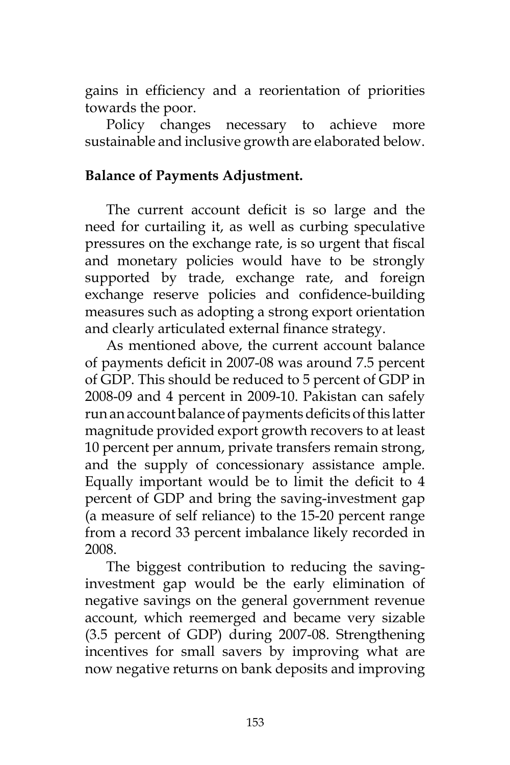gains in efficiency and a reorientation of priorities towards the poor.

Policy changes necessary to achieve more sustainable and inclusive growth are elaborated below.

**Balance of Payments Adjustment.**

The current account deficit is so large and the need for curtailing it, as well as curbing speculative pressures on the exchange rate, is so urgent that fiscal and monetary policies would have to be strongly supported by trade, exchange rate, and foreign exchange reserve policies and confidence-building measures such as adopting a strong export orientation and clearly articulated external finance strategy.

As mentioned above, the current account balance of payments deficit in 2007-08 was around 7.5 percent of GDP. This should be reduced to 5 percent of GDP in 2008-09 and 4 percent in 2009-10. Pakistan can safely run an account balance of payments deficits of this latter magnitude provided export growth recovers to at least 10 percent per annum, private transfers remain strong, and the supply of concessionary assistance ample. Equally important would be to limit the deficit to 4 percent of GDP and bring the saving-investment gap (a measure of self reliance) to the 15-20 percent range from a record 33 percent imbalance likely recorded in 2008.

The biggest contribution to reducing the saving-investment gap would be the early elimination of negative savings on the general government revenue account, which reemerged and became very sizable (3.5 percent of GDP) during 2007-08. Strengthening incentives for small savers by improving what are now negative returns on bank deposits and improving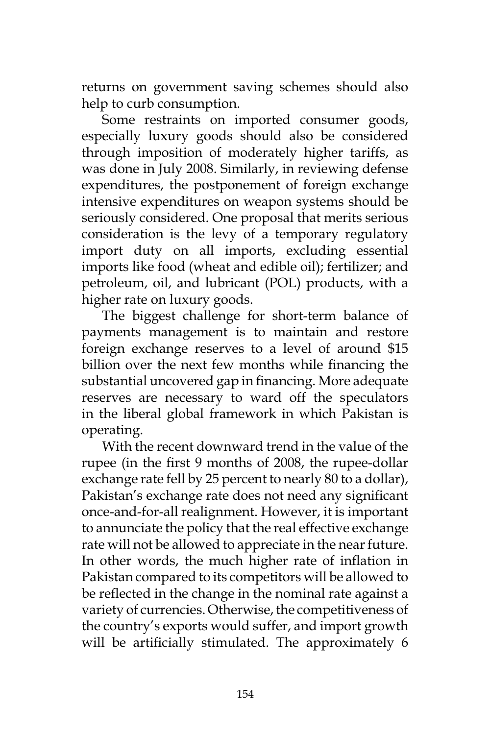returns on government saving schemes should also help to curb consumption.

Some restraints on imported consumer goods, especially luxury goods should also be considered through imposition of moderately higher tariffs, as was done in July 2008. Similarly, in reviewing defense expenditures, the postponement of foreign exchange intensive expenditures on weapon systems should be seriously considered. One proposal that merits serious consideration is the levy of a temporary regulatory import duty on all imports, excluding essential imports like food (wheat and edible oil); fertilizer; and petroleum, oil, and lubricant (POL) products, with a higher rate on luxury goods.

The biggest challenge for short-term balance of payments management is to maintain and restore foreign exchange reserves to a level of around $15 billion over the next few months while financing the substantial uncovered gap in financing. More adequate reserves are necessary to ward off the speculators in the liberal global framework in which Pakistan is operating.

With the recent downward trend in the value of the rupee (in the first 9 months of 2008, the rupee-dollar exchange rate fell by 25 percent to nearly 80 to a dollar), Pakistan's exchange rate does not need any significant once-and-for-all realignment. However, it is important to annunciate the policy that the real effective exchange rate will not be allowed to appreciate in the near future. In other words, the much higher rate of inflation in Pakistan compared to its competitors will be allowed to be reflected in the change in the nominal rate against a variety of currencies. Otherwise, the competitiveness of the country's exports would suffer, and import growth will be artificially stimulated. The approximately 6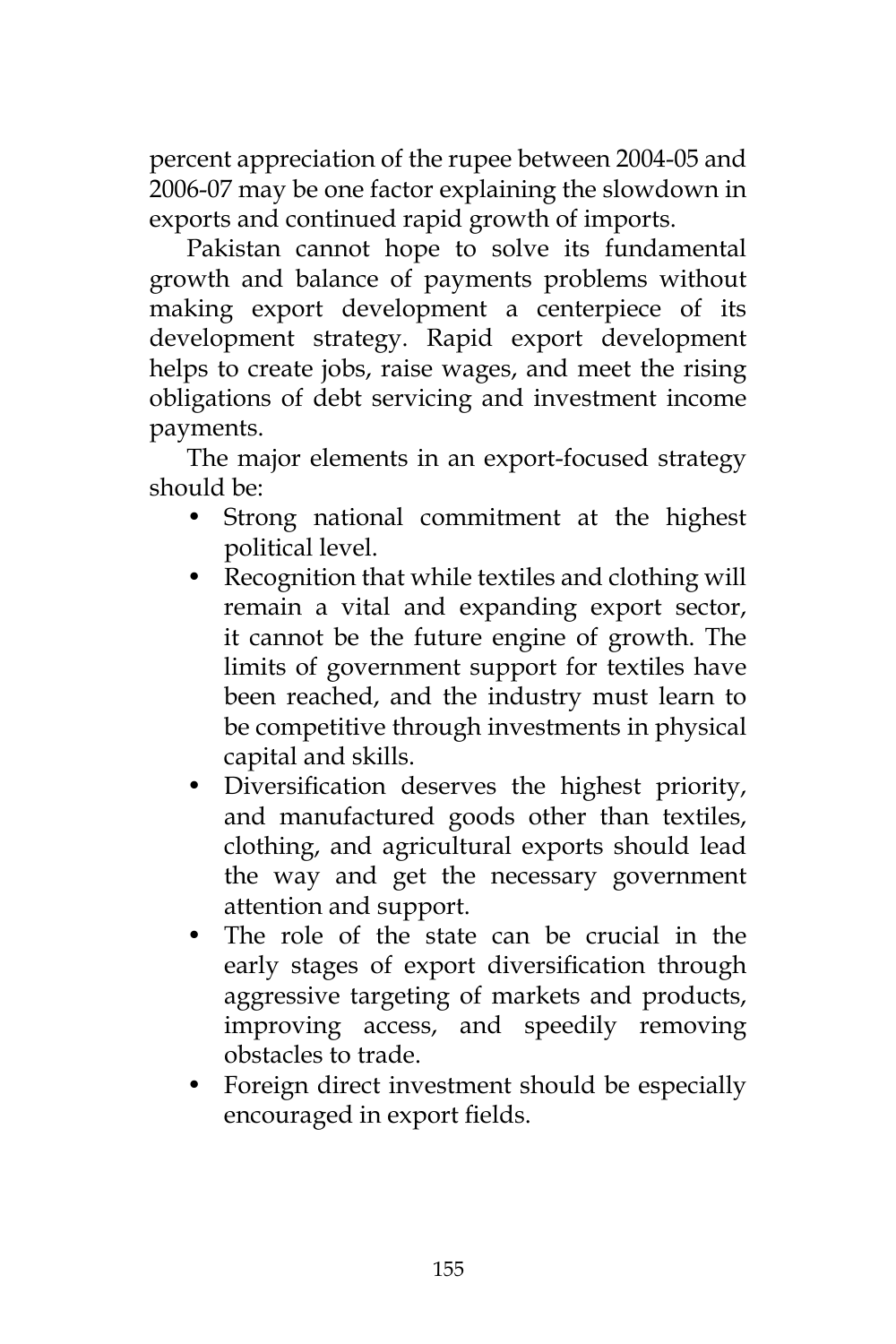percent appreciation of the rupee between 2004-05 and 2006-07 may be one factor explaining the slowdown in exports and continued rapid growth of imports.

Pakistan cannot hope to solve its fundamental growth and balance of payments problems without making export development a centerpiece of its development strategy. Rapid export development helps to create jobs, raise wages, and meet the rising obligations of debt servicing and investment income payments.

The major elements in an export-focused strategy should be:

- Strong national commitment at the highest political level.
- Recognition that while textiles and clothing will remain a vital and expanding export sector, it cannot be the future engine of growth. The limits of government support for textiles have been reached, and the industry must learn to be competitive through investments in physical capital and skills.
- Diversification deserves the highest priority, and manufactured goods other than textiles, clothing, and agricultural exports should lead the way and get the necessary government attention and support.
- The role of the state can be crucial in the early stages of export diversification through aggressive targeting of markets and products, improving access, and speedily removing obstacles to trade.
- Foreign direct investment should be especially encouraged in export fields.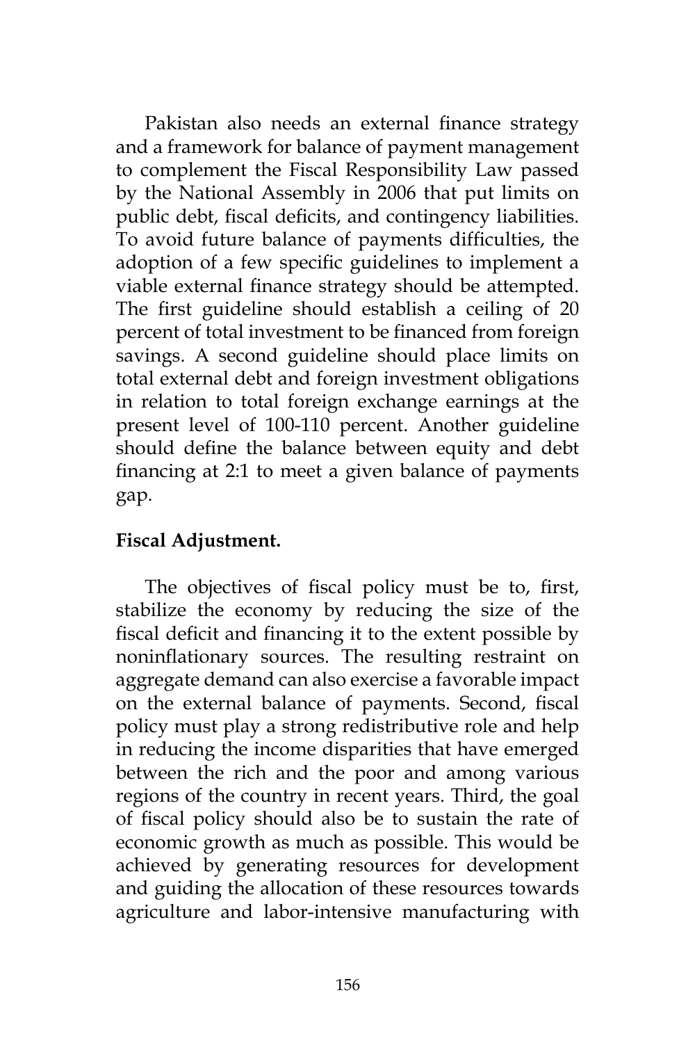Pakistan also needs an external finance strategy and a framework for balance of payment management to complement the Fiscal Responsibility Law passed by the National Assembly in 2006 that put limits on public debt, fiscal deficits, and contingency liabilities. To avoid future balance of payments difficulties, the adoption of a few specific guidelines to implement a viable external finance strategy should be attempted. The first guideline should establish a ceiling of 20 percent of total investment to be financed from foreign savings. A second guideline should place limits on total external debt and foreign investment obligations in relation to total foreign exchange earnings at the present level of 100-110 percent. Another guideline should define the balance between equity and debt financing at 2:1 to meet a given balance of payments gap.

**Fiscal Adjustment.**

The objectives of fiscal policy must be to, first, stabilize the economy by reducing the size of the fiscal deficit and financing it to the extent possible by noninflationary sources. The resulting restraint on aggregate demand can also exercise a favorable impact on the external balance of payments. Second, fiscal policy must play a strong redistributive role and help in reducing the income disparities that have emerged between the rich and the poor and among various regions of the country in recent years. Third, the goal of fiscal policy should also be to sustain the rate of economic growth as much as possible. This would be achieved by generating resources for development and guiding the allocation of these resources towards agriculture and labor-intensive manufacturing with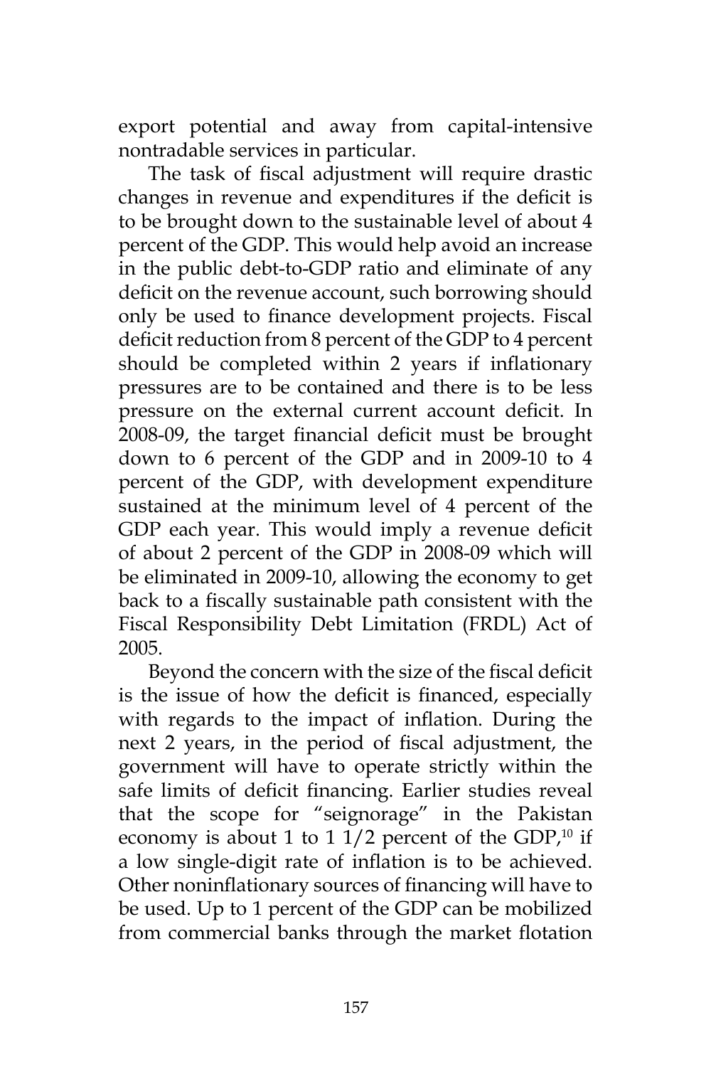export potential and away from capital-intensive nontradable services in particular.

The task of fiscal adjustment will require drastic changes in revenue and expenditures if the deficit is to be brought down to the sustainable level of about 4 percent of the GDP. This would help avoid an increase in the public debt-to-GDP ratio and eliminate of any deficit on the revenue account, such borrowing should only be used to finance development projects. Fiscal deficit reduction from 8 percent of the GDP to 4 percent should be completed within 2 years if inflationary pressures are to be contained and there is to be less pressure on the external current account deficit. In 2008-09, the target financial deficit must be brought down to 6 percent of the GDP and in 2009-10 to 4 percent of the GDP, with development expenditure sustained at the minimum level of 4 percent of the GDP each year. This would imply a revenue deficit of about 2 percent of the GDP in 2008-09 which will be eliminated in 2009-10, allowing the economy to get back to a fiscally sustainable path consistent with the Fiscal Responsibility Debt Limitation (FRDL) Act of 2005.

Beyond the concern with the size of the fiscal deficit is the issue of how the deficit is financed, especially with regards to the impact of inflation. During the next 2 years, in the period of fiscal adjustment, the government will have to operate strictly within the safe limits of deficit financing. Earlier studies reveal that the scope for "seignorage" in the Pakistan economy is about 1 to 1 1/2 percent of the GDP,[10] if a low single-digit rate of inflation is to be achieved. Other noninflationary sources of financing will have to be used. Up to 1 percent of the GDP can be mobilized from commercial banks through the market flotation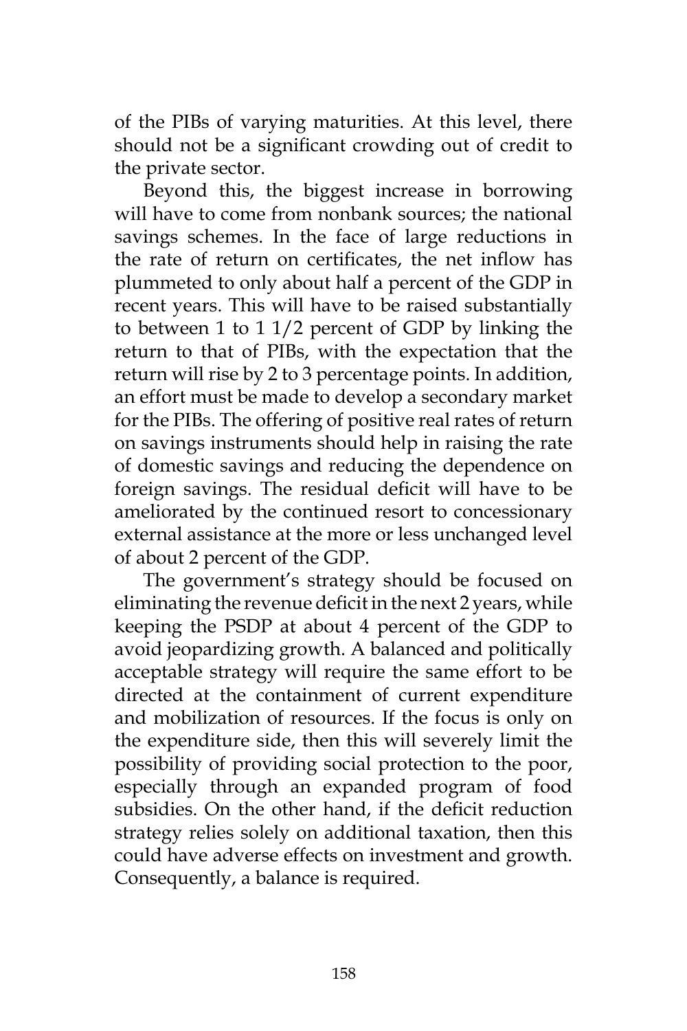of the PIBs of varying maturities. At this level, there should not be a significant crowding out of credit to the private sector.

Beyond this, the biggest increase in borrowing will have to come from nonbank sources; the national savings schemes. In the face of large reductions in the rate of return on certificates, the net inflow has plummeted to only about half a percent of the GDP in recent years. This will have to be raised substantially to between 1 to 1 1/2 percent of GDP by linking the return to that of PIBs, with the expectation that the return will rise by 2 to 3 percentage points. In addition, an effort must be made to develop a secondary market for the PIBs. The offering of positive real rates of return on savings instruments should help in raising the rate of domestic savings and reducing the dependence on foreign savings. The residual deficit will have to be ameliorated by the continued resort to concessionary external assistance at the more or less unchanged level of about 2 percent of the GDP.

The government's strategy should be focused on eliminating the revenue deficit in the next 2 years, while keeping the PSDP at about 4 percent of the GDP to avoid jeopardizing growth. A balanced and politically acceptable strategy will require the same effort to be directed at the containment of current expenditure and mobilization of resources. If the focus is only on the expenditure side, then this will severely limit the possibility of providing social protection to the poor, especially through an expanded program of food subsidies. On the other hand, if the deficit reduction strategy relies solely on additional taxation, then this could have adverse effects on investment and growth. Consequently, a balance is required.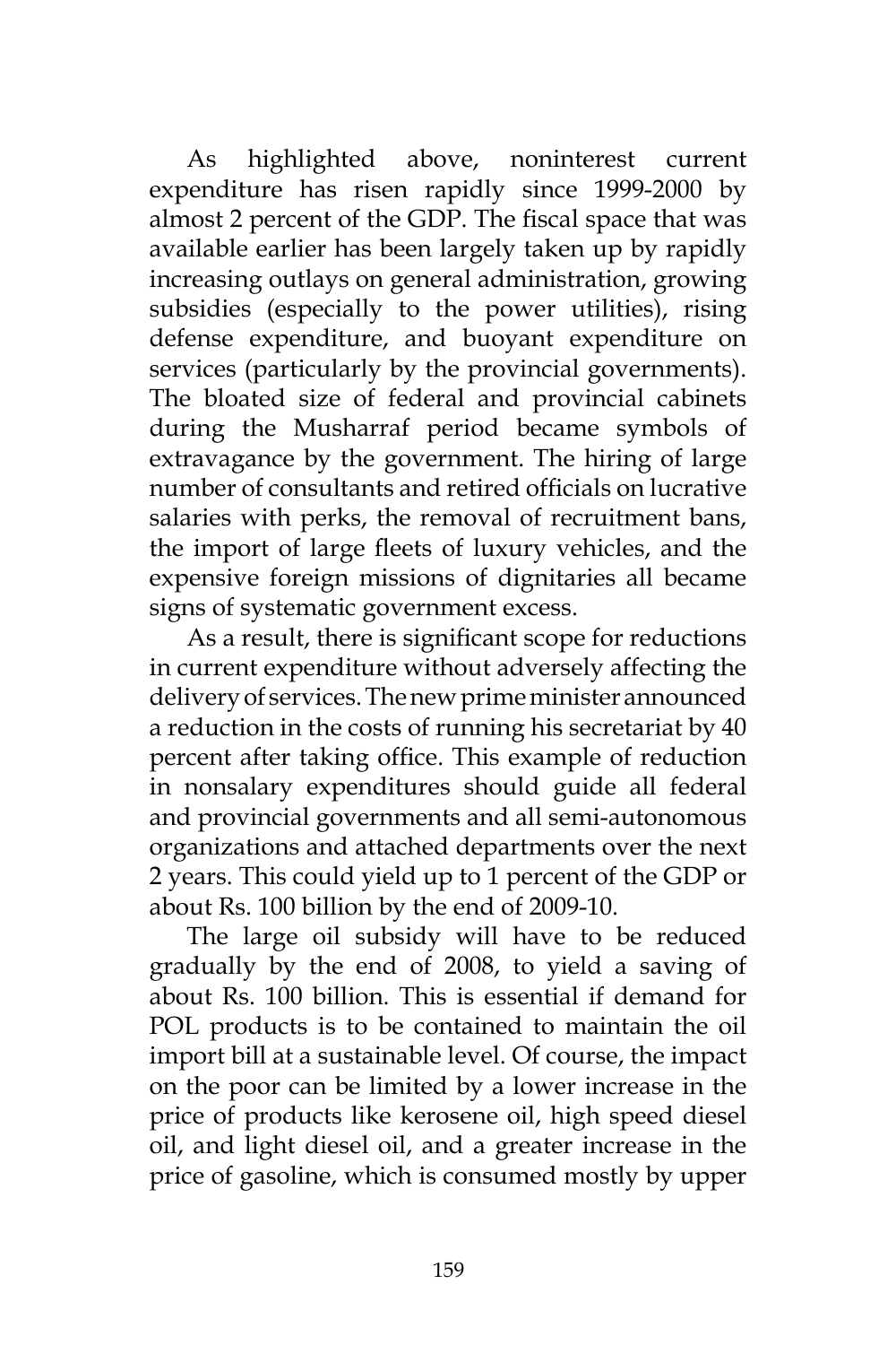As highlighted above, noninterest current expenditure has risen rapidly since 1999-2000 by almost 2 percent of the GDP. The fiscal space that was available earlier has been largely taken up by rapidly increasing outlays on general administration, growing subsidies (especially to the power utilities), rising defense expenditure, and buoyant expenditure on services (particularly by the provincial governments). The bloated size of federal and provincial cabinets during the Musharraf period became symbols of extravagance by the government. The hiring of large number of consultants and retired officials on lucrative salaries with perks, the removal of recruitment bans, the import of large fleets of luxury vehicles, and the expensive foreign missions of dignitaries all became signs of systematic government excess.

As a result, there is significant scope for reductions in current expenditure without adversely affecting the delivery of services. The new prime minister announced a reduction in the costs of running his secretariat by 40 percent after taking office. This example of reduction in nonsalary expenditures should guide all federal and provincial governments and all semi-autonomous organizations and attached departments over the next 2 years. This could yield up to 1 percent of the GDP or about Rs. 100 billion by the end of 2009-10.

The large oil subsidy will have to be reduced gradually by the end of 2008, to yield a saving of about Rs. 100 billion. This is essential if demand for POL products is to be contained to maintain the oil import bill at a sustainable level. Of course, the impact on the poor can be limited by a lower increase in the price of products like kerosene oil, high speed diesel oil, and light diesel oil, and a greater increase in the price of gasoline, which is consumed mostly by upper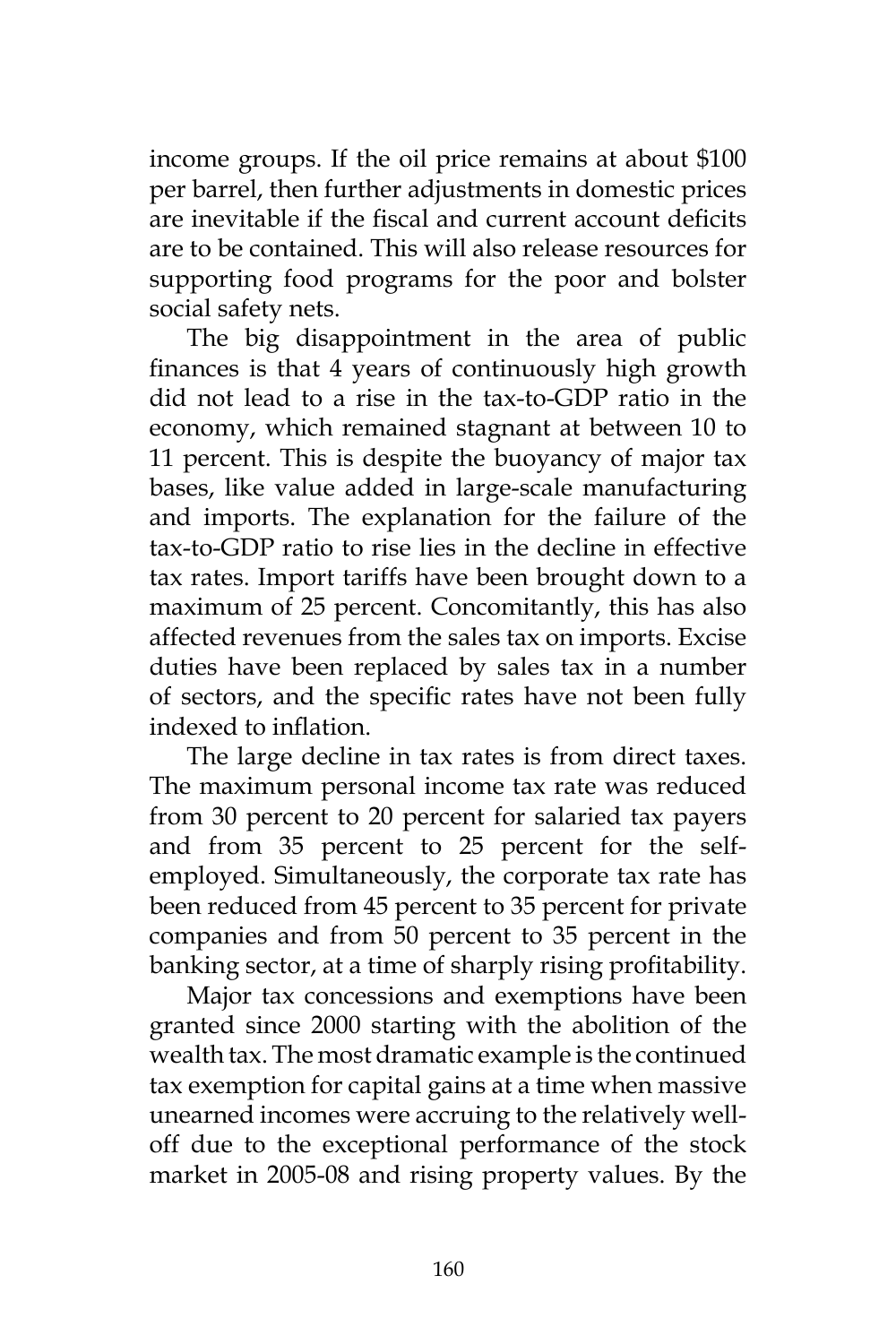income groups. If the oil price remains at about $100 per barrel, then further adjustments in domestic prices are inevitable if the fiscal and current account deficits are to be contained. This will also release resources for supporting food programs for the poor and bolster social safety nets.

The big disappointment in the area of public finances is that 4 years of continuously high growth did not lead to a rise in the tax-to-GDP ratio in the economy, which remained stagnant at between 10 to 11 percent. This is despite the buoyancy of major tax bases, like value added in large-scale manufacturing and imports. The explanation for the failure of the tax-to-GDP ratio to rise lies in the decline in effective tax rates. Import tariffs have been brought down to a maximum of 25 percent. Concomitantly, this has also affected revenues from the sales tax on imports. Excise duties have been replaced by sales tax in a number of sectors, and the specific rates have not been fully indexed to inflation.

The large decline in tax rates is from direct taxes. The maximum personal income tax rate was reduced from 30 percent to 20 percent for salaried tax payers and from 35 percent to 25 percent for the self-employed. Simultaneously, the corporate tax rate has been reduced from 45 percent to 35 percent for private companies and from 50 percent to 35 percent in the banking sector, at a time of sharply rising profitability.

Major tax concessions and exemptions have been granted since 2000 starting with the abolition of the wealth tax. The most dramatic example is the continued tax exemption for capital gains at a time when massive unearned incomes were accruing to the relatively well-off due to the exceptional performance of the stock market in 2005-08 and rising property values. By the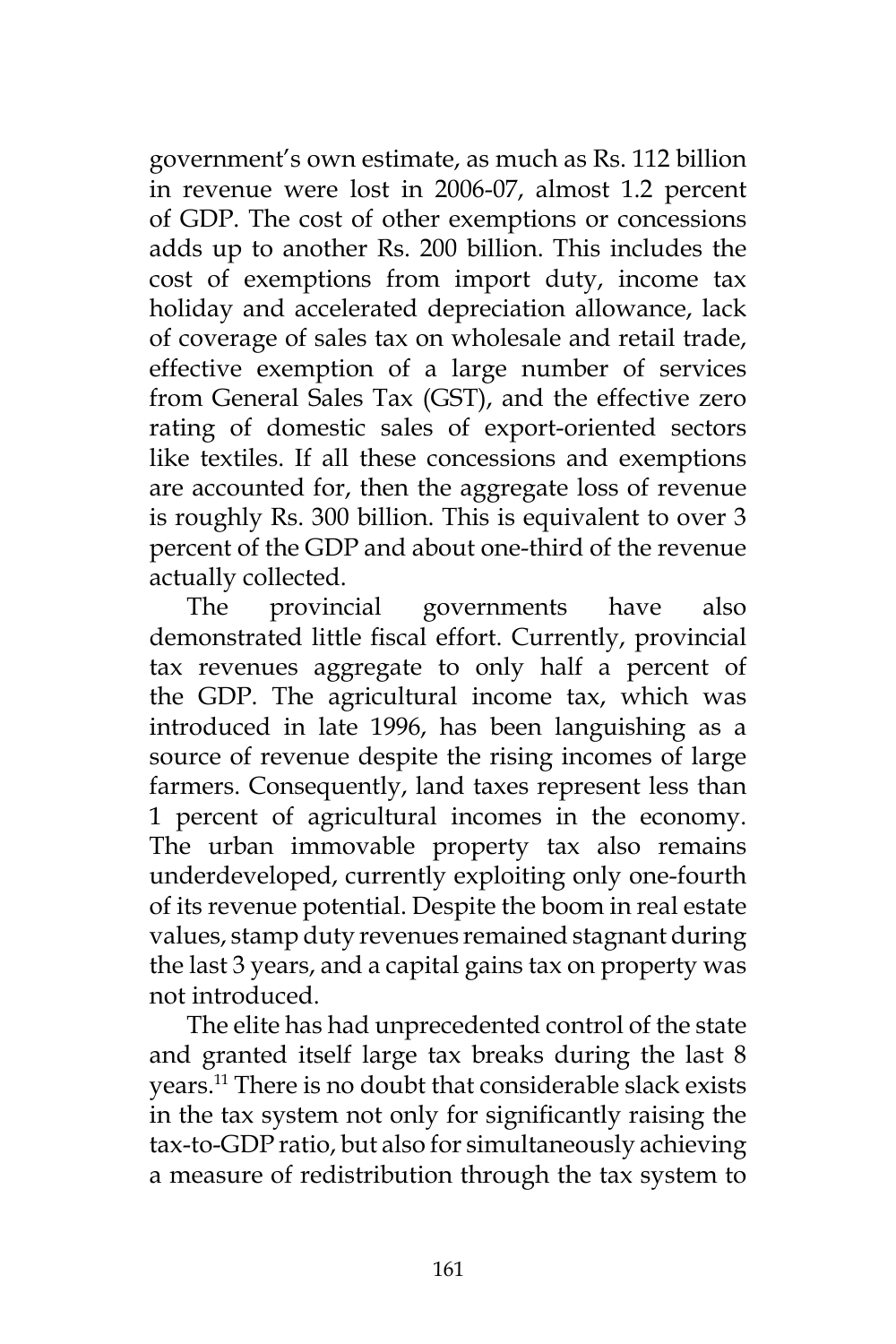government's own estimate, as much as Rs. 112 billion in revenue were lost in 2006-07, almost 1.2 percent of GDP. The cost of other exemptions or concessions adds up to another Rs. 200 billion. This includes the cost of exemptions from import duty, income tax holiday and accelerated depreciation allowance, lack of coverage of sales tax on wholesale and retail trade, effective exemption of a large number of services from General Sales Tax (GST), and the effective zero rating of domestic sales of export-oriented sectors like textiles. If all these concessions and exemptions are accounted for, then the aggregate loss of revenue is roughly Rs. 300 billion. This is equivalent to over 3 percent of the GDP and about one-third of the revenue actually collected.

The provincial governments have also demonstrated little fiscal effort. Currently, provincial tax revenues aggregate to only half a percent of the GDP. The agricultural income tax, which was introduced in late 1996, has been languishing as a source of revenue despite the rising incomes of large farmers. Consequently, land taxes represent less than 1 percent of agricultural incomes in the economy. The urban immovable property tax also remains underdeveloped, currently exploiting only one-fourth of its revenue potential. Despite the boom in real estate values, stamp duty revenues remained stagnant during the last 3 years, and a capital gains tax on property was not introduced.

The elite has had unprecedented control of the state and granted itself large tax breaks during the last 8 years.[11] There is no doubt that considerable slack exists in the tax system not only for significantly raising the tax-to-GDP ratio, but also for simultaneously achieving a measure of redistribution through the tax system to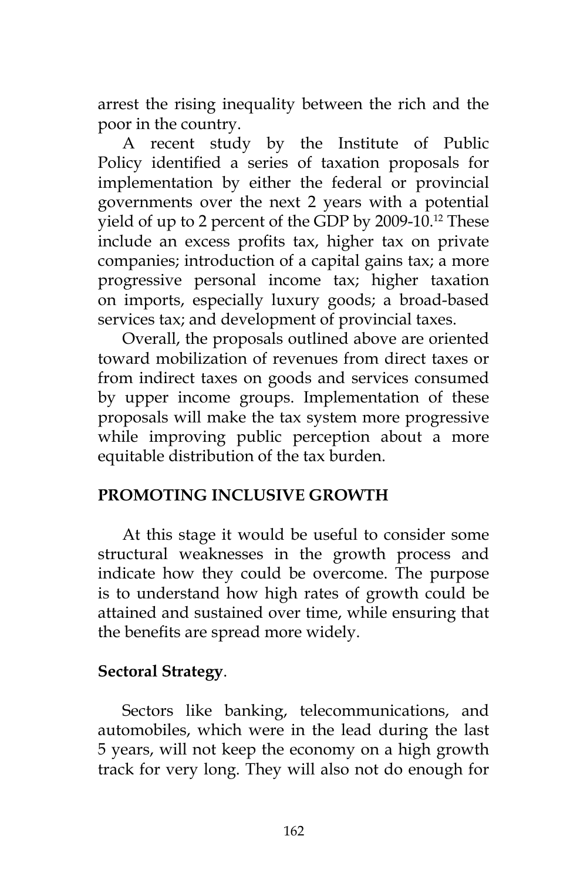arrest the rising inequality between the rich and the poor in the country.

A recent study by the Institute of Public Policy identified a series of taxation proposals for implementation by either the federal or provincial governments over the next 2 years with a potential yield of up to 2 percent of the GDP by 2009-10.[12] These include an excess profits tax, higher tax on private companies; introduction of a capital gains tax; a more progressive personal income tax; higher taxation on imports, especially luxury goods; a broad-based services tax; and development of provincial taxes.

Overall, the proposals outlined above are oriented toward mobilization of revenues from direct taxes or from indirect taxes on goods and services consumed by upper income groups. Implementation of these proposals will make the tax system more progressive while improving public perception about a more equitable distribution of the tax burden.

## PROMOTING INCLUSIVE GROWTH

At this stage it would be useful to consider some structural weaknesses in the growth process and indicate how they could be overcome. The purpose is to understand how high rates of growth could be attained and sustained over time, while ensuring that the benefits are spread more widely.

### Sectoral Strategy.

Sectors like banking, telecommunications, and automobiles, which were in the lead during the last 5 years, will not keep the economy on a high growth track for very long. They will also not do enough for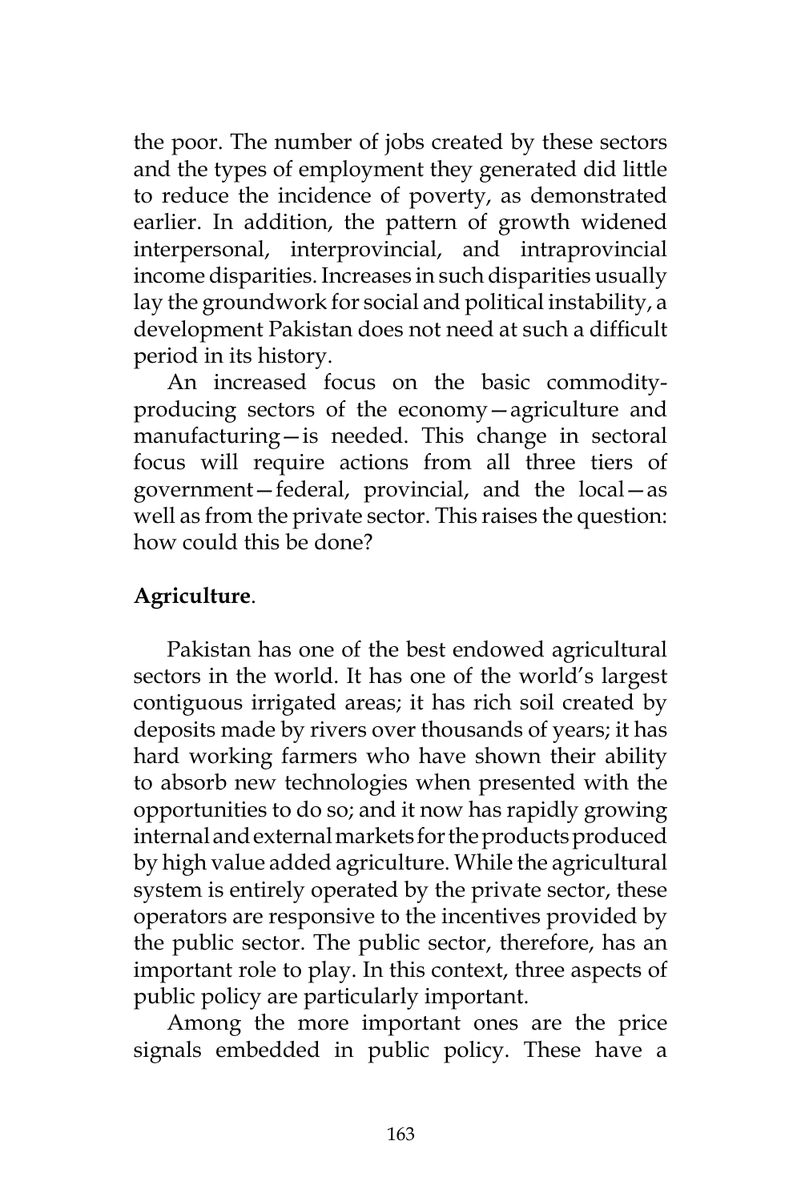the poor. The number of jobs created by these sectors and the types of employment they generated did little to reduce the incidence of poverty, as demonstrated earlier. In addition, the pattern of growth widened interpersonal, interprovincial, and intraprovincial income disparities. Increases in such disparities usually lay the groundwork for social and political instability, a development Pakistan does not need at such a difficult period in its history.

An increased focus on the basic commodity-producing sectors of the economy—agriculture and manufacturing—is needed. This change in sectoral focus will require actions from all three tiers of government—federal, provincial, and the local—as well as from the private sector. This raises the question: how could this be done?

**Agriculture**.

Pakistan has one of the best endowed agricultural sectors in the world. It has one of the world's largest contiguous irrigated areas; it has rich soil created by deposits made by rivers over thousands of years; it has hard working farmers who have shown their ability to absorb new technologies when presented with the opportunities to do so; and it now has rapidly growing internal and external markets for the products produced by high value added agriculture. While the agricultural system is entirely operated by the private sector, these operators are responsive to the incentives provided by the public sector. The public sector, therefore, has an important role to play. In this context, three aspects of public policy are particularly important.

Among the more important ones are the price signals embedded in public policy. These have a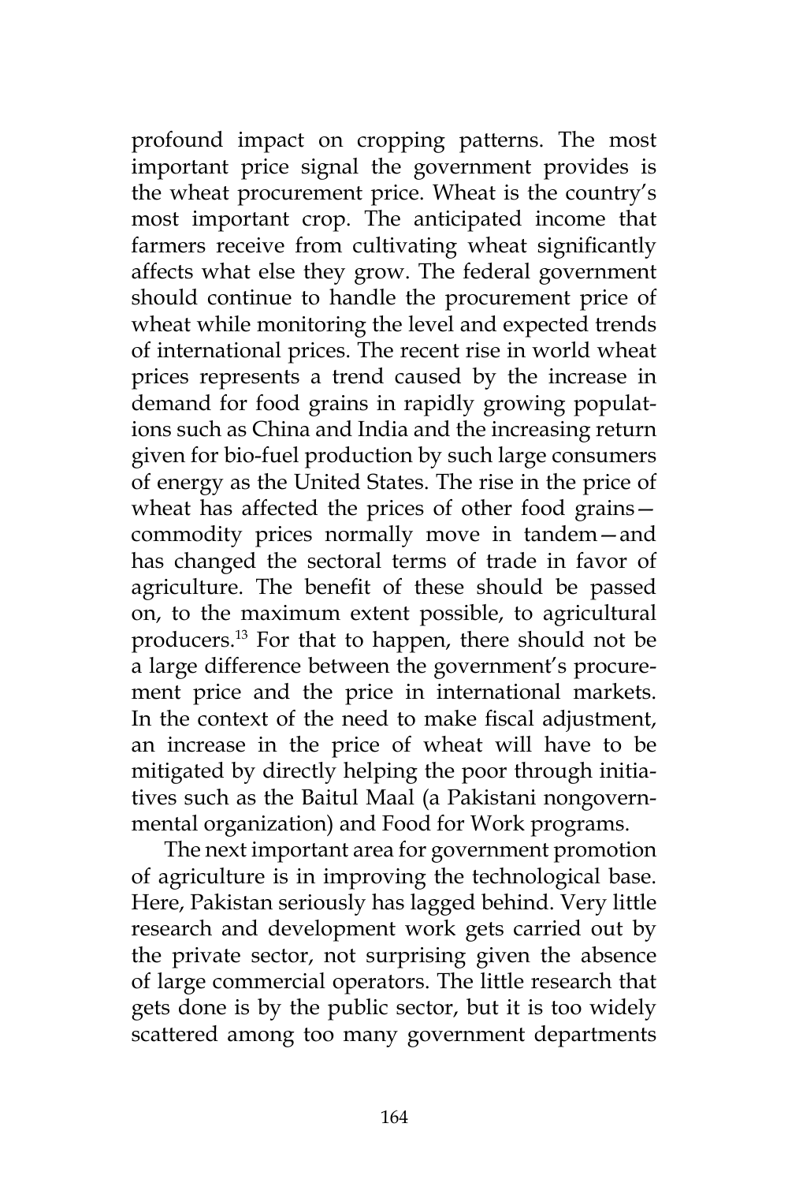profound impact on cropping patterns. The most important price signal the government provides is the wheat procurement price. Wheat is the country's most important crop. The anticipated income that farmers receive from cultivating wheat significantly affects what else they grow. The federal government should continue to handle the procurement price of wheat while monitoring the level and expected trends of international prices. The recent rise in world wheat prices represents a trend caused by the increase in demand for food grains in rapidly growing populations such as China and India and the increasing return given for bio-fuel production by such large consumers of energy as the United States. The rise in the price of wheat has affected the prices of other food grains—commodity prices normally move in tandem—and has changed the sectoral terms of trade in favor of agriculture. The benefit of these should be passed on, to the maximum extent possible, to agricultural producers.[13] For that to happen, there should not be a large difference between the government's procurement price and the price in international markets. In the context of the need to make fiscal adjustment, an increase in the price of wheat will have to be mitigated by directly helping the poor through initiatives such as the Baitul Maal (a Pakistani nongovernmental organization) and Food for Work programs.

The next important area for government promotion of agriculture is in improving the technological base. Here, Pakistan seriously has lagged behind. Very little research and development work gets carried out by the private sector, not surprising given the absence of large commercial operators. The little research that gets done is by the public sector, but it is too widely scattered among too many government departments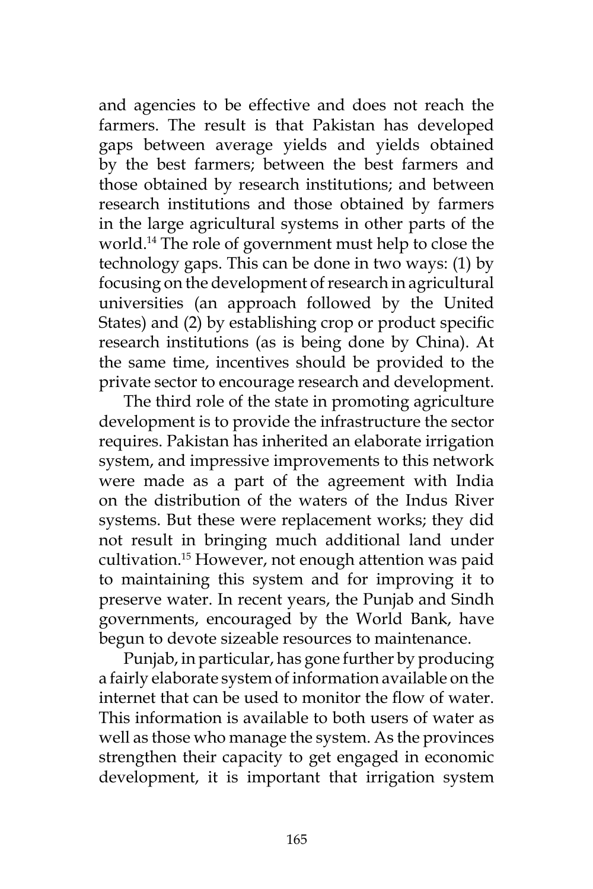and agencies to be effective and does not reach the farmers. The result is that Pakistan has developed gaps between average yields and yields obtained by the best farmers; between the best farmers and those obtained by research institutions; and between research institutions and those obtained by farmers in the large agricultural systems in other parts of the world.[14] The role of government must help to close the technology gaps. This can be done in two ways: (1) by focusing on the development of research in agricultural universities (an approach followed by the United States) and (2) by establishing crop or product specific research institutions (as is being done by China). At the same time, incentives should be provided to the private sector to encourage research and development.

The third role of the state in promoting agriculture development is to provide the infrastructure the sector requires. Pakistan has inherited an elaborate irrigation system, and impressive improvements to this network were made as a part of the agreement with India on the distribution of the waters of the Indus River systems. But these were replacement works; they did not result in bringing much additional land under cultivation.[15] However, not enough attention was paid to maintaining this system and for improving it to preserve water. In recent years, the Punjab and Sindh governments, encouraged by the World Bank, have begun to devote sizeable resources to maintenance.

Punjab, in particular, has gone further by producing a fairly elaborate system of information available on the internet that can be used to monitor the flow of water. This information is available to both users of water as well as those who manage the system. As the provinces strengthen their capacity to get engaged in economic development, it is important that irrigation system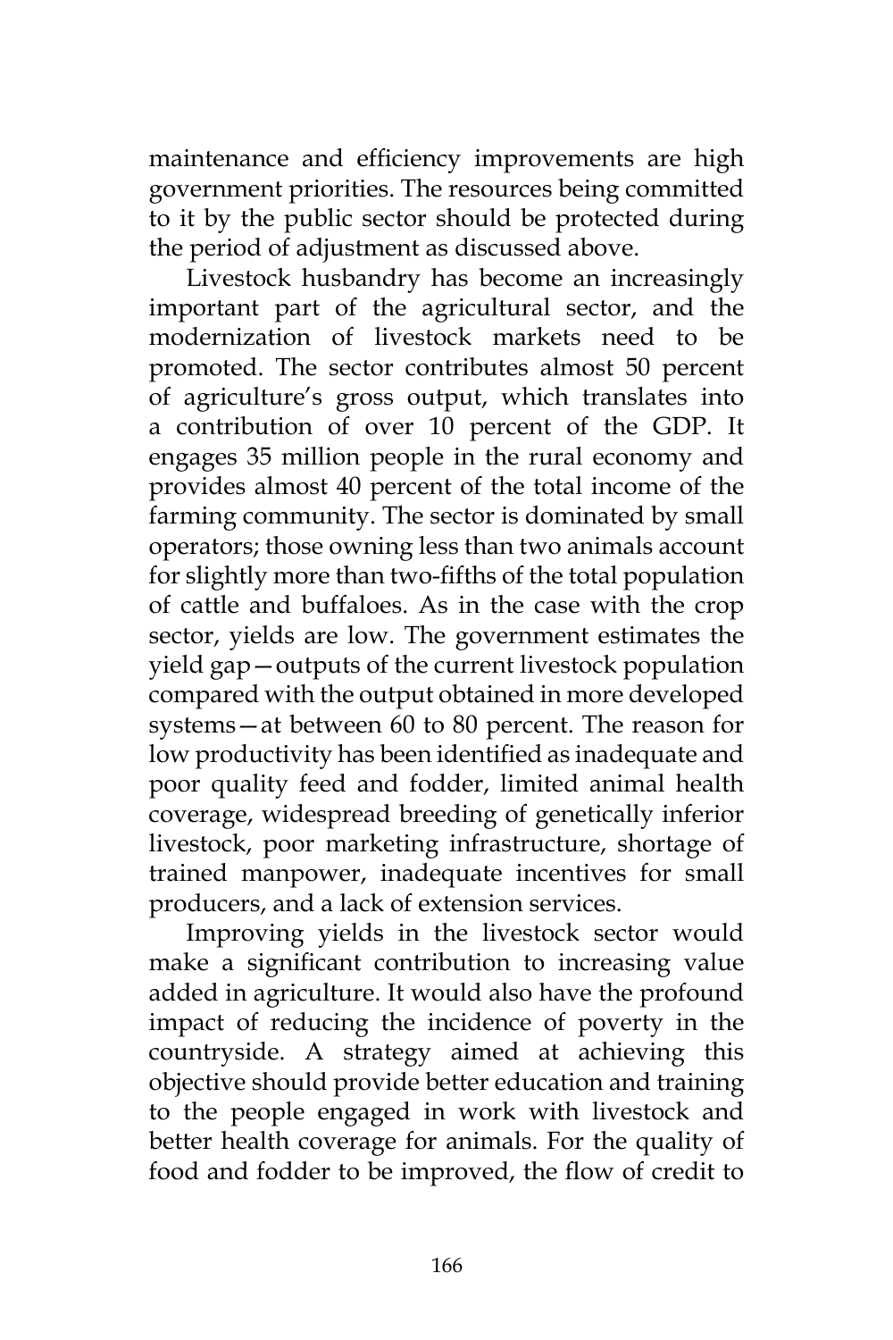maintenance and efficiency improvements are high government priorities. The resources being committed to it by the public sector should be protected during the period of adjustment as discussed above.

Livestock husbandry has become an increasingly important part of the agricultural sector, and the modernization of livestock markets need to be promoted. The sector contributes almost 50 percent of agriculture's gross output, which translates into a contribution of over 10 percent of the GDP. It engages 35 million people in the rural economy and provides almost 40 percent of the total income of the farming community. The sector is dominated by small operators; those owning less than two animals account for slightly more than two-fifths of the total population of cattle and buffaloes. As in the case with the crop sector, yields are low. The government estimates the yield gap—outputs of the current livestock population compared with the output obtained in more developed systems—at between 60 to 80 percent. The reason for low productivity has been identified as inadequate and poor quality feed and fodder, limited animal health coverage, widespread breeding of genetically inferior livestock, poor marketing infrastructure, shortage of trained manpower, inadequate incentives for small producers, and a lack of extension services.

Improving yields in the livestock sector would make a significant contribution to increasing value added in agriculture. It would also have the profound impact of reducing the incidence of poverty in the countryside. A strategy aimed at achieving this objective should provide better education and training to the people engaged in work with livestock and better health coverage for animals. For the quality of food and fodder to be improved, the flow of credit to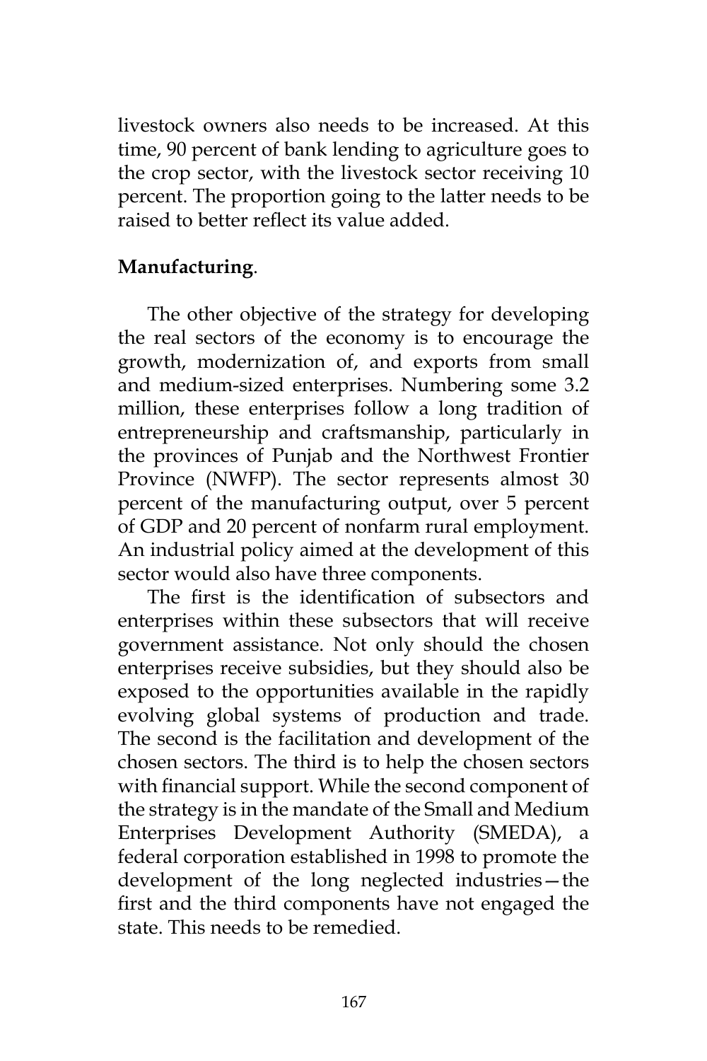livestock owners also needs to be increased. At this time, 90 percent of bank lending to agriculture goes to the crop sector, with the livestock sector receiving 10 percent. The proportion going to the latter needs to be raised to better reflect its value added.

**Manufacturing**.

The other objective of the strategy for developing the real sectors of the economy is to encourage the growth, modernization of, and exports from small and medium-sized enterprises. Numbering some 3.2 million, these enterprises follow a long tradition of entrepreneurship and craftsmanship, particularly in the provinces of Punjab and the Northwest Frontier Province (NWFP). The sector represents almost 30 percent of the manufacturing output, over 5 percent of GDP and 20 percent of nonfarm rural employment. An industrial policy aimed at the development of this sector would also have three components.

The first is the identification of subsectors and enterprises within these subsectors that will receive government assistance. Not only should the chosen enterprises receive subsidies, but they should also be exposed to the opportunities available in the rapidly evolving global systems of production and trade. The second is the facilitation and development of the chosen sectors. The third is to help the chosen sectors with financial support. While the second component of the strategy is in the mandate of the Small and Medium Enterprises Development Authority (SMEDA), a federal corporation established in 1998 to promote the development of the long neglected industries—the first and the third components have not engaged the state. This needs to be remedied.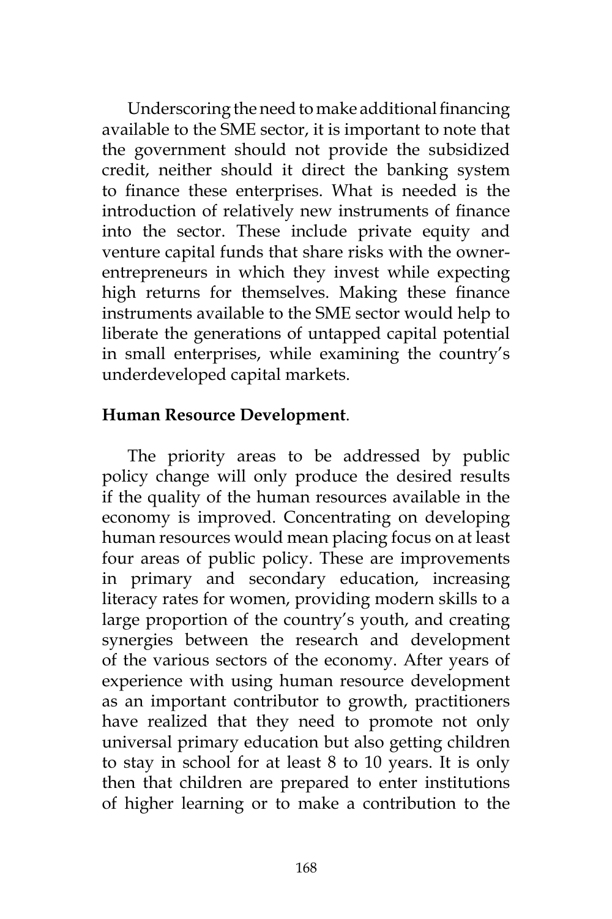Underscoring the need to make additional financing available to the SME sector, it is important to note that the government should not provide the subsidized credit, neither should it direct the banking system to finance these enterprises. What is needed is the introduction of relatively new instruments of finance into the sector. These include private equity and venture capital funds that share risks with the owner-entrepreneurs in which they invest while expecting high returns for themselves. Making these finance instruments available to the SME sector would help to liberate the generations of untapped capital potential in small enterprises, while examining the country's underdeveloped capital markets.

**Human Resource Development**.

The priority areas to be addressed by public policy change will only produce the desired results if the quality of the human resources available in the economy is improved. Concentrating on developing human resources would mean placing focus on at least four areas of public policy. These are improvements in primary and secondary education, increasing literacy rates for women, providing modern skills to a large proportion of the country's youth, and creating synergies between the research and development of the various sectors of the economy. After years of experience with using human resource development as an important contributor to growth, practitioners have realized that they need to promote not only universal primary education but also getting children to stay in school for at least 8 to 10 years. It is only then that children are prepared to enter institutions of higher learning or to make a contribution to the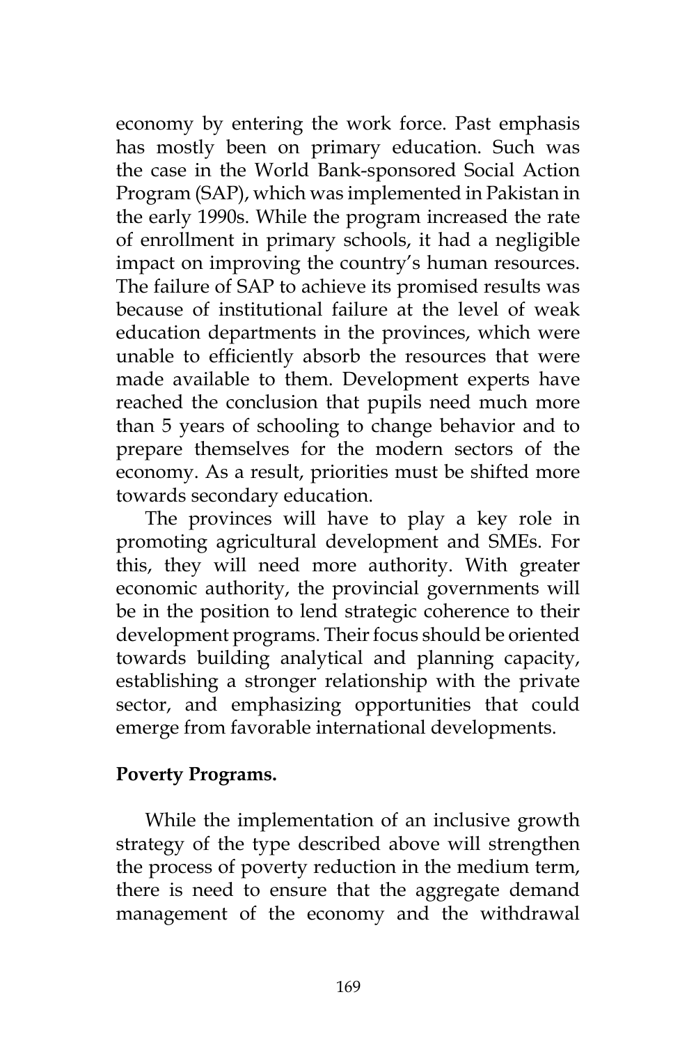economy by entering the work force. Past emphasis has mostly been on primary education. Such was the case in the World Bank-sponsored Social Action Program (SAP), which was implemented in Pakistan in the early 1990s. While the program increased the rate of enrollment in primary schools, it had a negligible impact on improving the country's human resources. The failure of SAP to achieve its promised results was because of institutional failure at the level of weak education departments in the provinces, which were unable to efficiently absorb the resources that were made available to them. Development experts have reached the conclusion that pupils need much more than 5 years of schooling to change behavior and to prepare themselves for the modern sectors of the economy. As a result, priorities must be shifted more towards secondary education.

The provinces will have to play a key role in promoting agricultural development and SMEs. For this, they will need more authority. With greater economic authority, the provincial governments will be in the position to lend strategic coherence to their development programs. Their focus should be oriented towards building analytical and planning capacity, establishing a stronger relationship with the private sector, and emphasizing opportunities that could emerge from favorable international developments.

**Poverty Programs.**

While the implementation of an inclusive growth strategy of the type described above will strengthen the process of poverty reduction in the medium term, there is need to ensure that the aggregate demand management of the economy and the withdrawal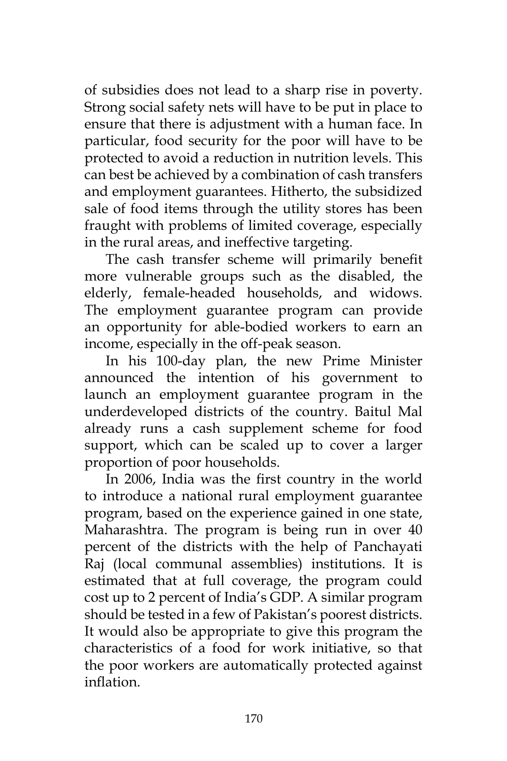of subsidies does not lead to a sharp rise in poverty. Strong social safety nets will have to be put in place to ensure that there is adjustment with a human face. In particular, food security for the poor will have to be protected to avoid a reduction in nutrition levels. This can best be achieved by a combination of cash transfers and employment guarantees. Hitherto, the subsidized sale of food items through the utility stores has been fraught with problems of limited coverage, especially in the rural areas, and ineffective targeting.

The cash transfer scheme will primarily benefit more vulnerable groups such as the disabled, the elderly, female-headed households, and widows. The employment guarantee program can provide an opportunity for able-bodied workers to earn an income, especially in the off-peak season.

In his 100-day plan, the new Prime Minister announced the intention of his government to launch an employment guarantee program in the underdeveloped districts of the country. Baitul Mal already runs a cash supplement scheme for food support, which can be scaled up to cover a larger proportion of poor households.

In 2006, India was the first country in the world to introduce a national rural employment guarantee program, based on the experience gained in one state, Maharashtra. The program is being run in over 40 percent of the districts with the help of Panchayati Raj (local communal assemblies) institutions. It is estimated that at full coverage, the program could cost up to 2 percent of India's GDP. A similar program should be tested in a few of Pakistan's poorest districts. It would also be appropriate to give this program the characteristics of a food for work initiative, so that the poor workers are automatically protected against inflation.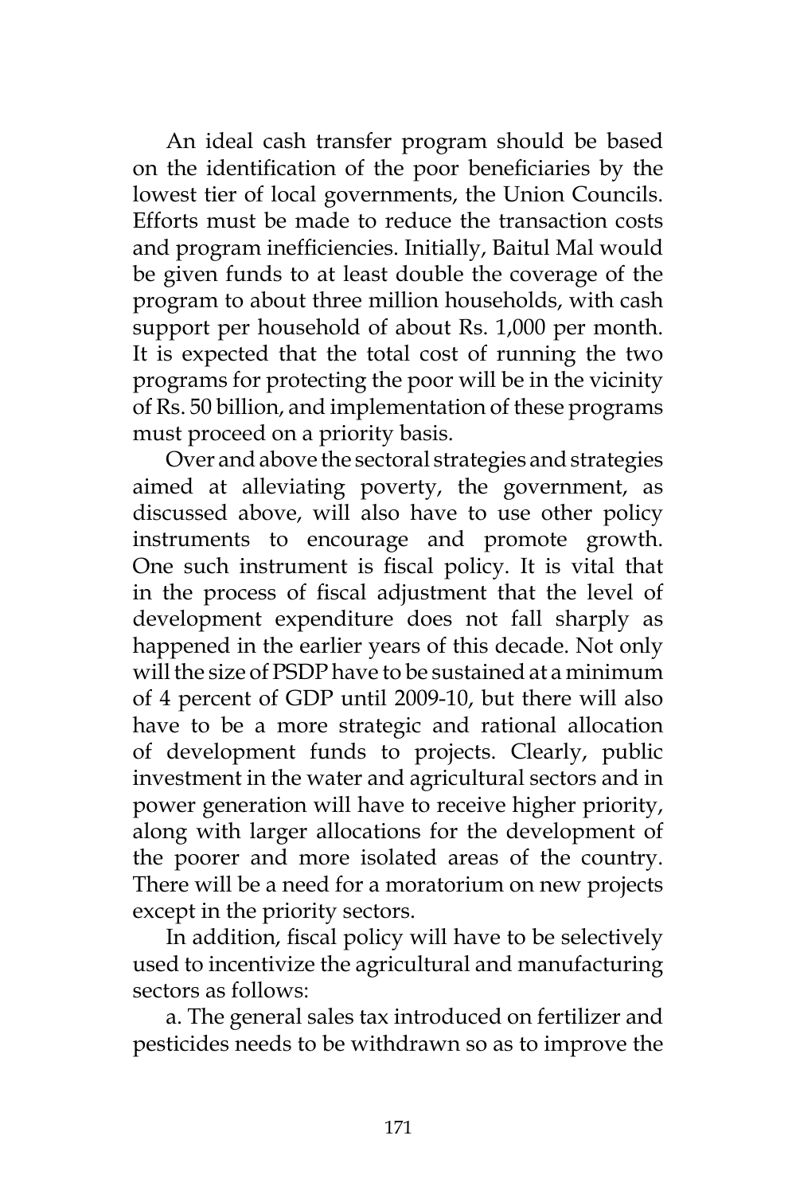An ideal cash transfer program should be based on the identification of the poor beneficiaries by the lowest tier of local governments, the Union Councils. Efforts must be made to reduce the transaction costs and program inefficiencies. Initially, Baitul Mal would be given funds to at least double the coverage of the program to about three million households, with cash support per household of about Rs. 1,000 per month. It is expected that the total cost of running the two programs for protecting the poor will be in the vicinity of Rs. 50 billion, and implementation of these programs must proceed on a priority basis.

Over and above the sectoral strategies and strategies aimed at alleviating poverty, the government, as discussed above, will also have to use other policy instruments to encourage and promote growth. One such instrument is fiscal policy. It is vital that in the process of fiscal adjustment that the level of development expenditure does not fall sharply as happened in the earlier years of this decade. Not only will the size of PSDP have to be sustained at a minimum of 4 percent of GDP until 2009-10, but there will also have to be a more strategic and rational allocation of development funds to projects. Clearly, public investment in the water and agricultural sectors and in power generation will have to receive higher priority, along with larger allocations for the development of the poorer and more isolated areas of the country. There will be a need for a moratorium on new projects except in the priority sectors.

In addition, fiscal policy will have to be selectively used to incentivize the agricultural and manufacturing sectors as follows:

a. The general sales tax introduced on fertilizer and pesticides needs to be withdrawn so as to improve the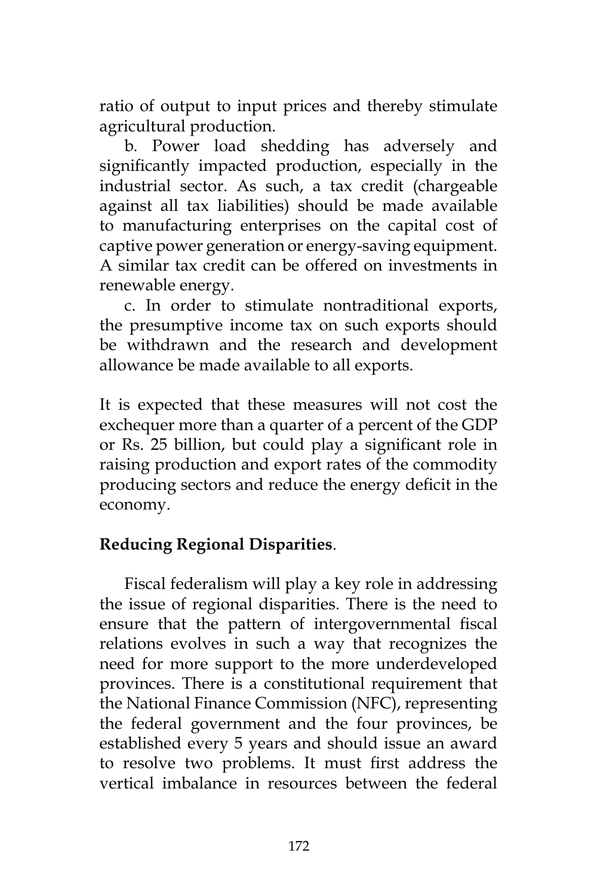ratio of output to input prices and thereby stimulate agricultural production.

b. Power load shedding has adversely and significantly impacted production, especially in the industrial sector. As such, a tax credit (chargeable against all tax liabilities) should be made available to manufacturing enterprises on the capital cost of captive power generation or energy-saving equipment. A similar tax credit can be offered on investments in renewable energy.

c. In order to stimulate nontraditional exports, the presumptive income tax on such exports should be withdrawn and the research and development allowance be made available to all exports.

It is expected that these measures will not cost the exchequer more than a quarter of a percent of the GDP or Rs. 25 billion, but could play a significant role in raising production and export rates of the commodity producing sectors and reduce the energy deficit in the economy.

**Reducing Regional Disparities**.

Fiscal federalism will play a key role in addressing the issue of regional disparities. There is the need to ensure that the pattern of intergovernmental fiscal relations evolves in such a way that recognizes the need for more support to the more underdeveloped provinces. There is a constitutional requirement that the National Finance Commission (NFC), representing the federal government and the four provinces, be established every 5 years and should issue an award to resolve two problems. It must first address the vertical imbalance in resources between the federal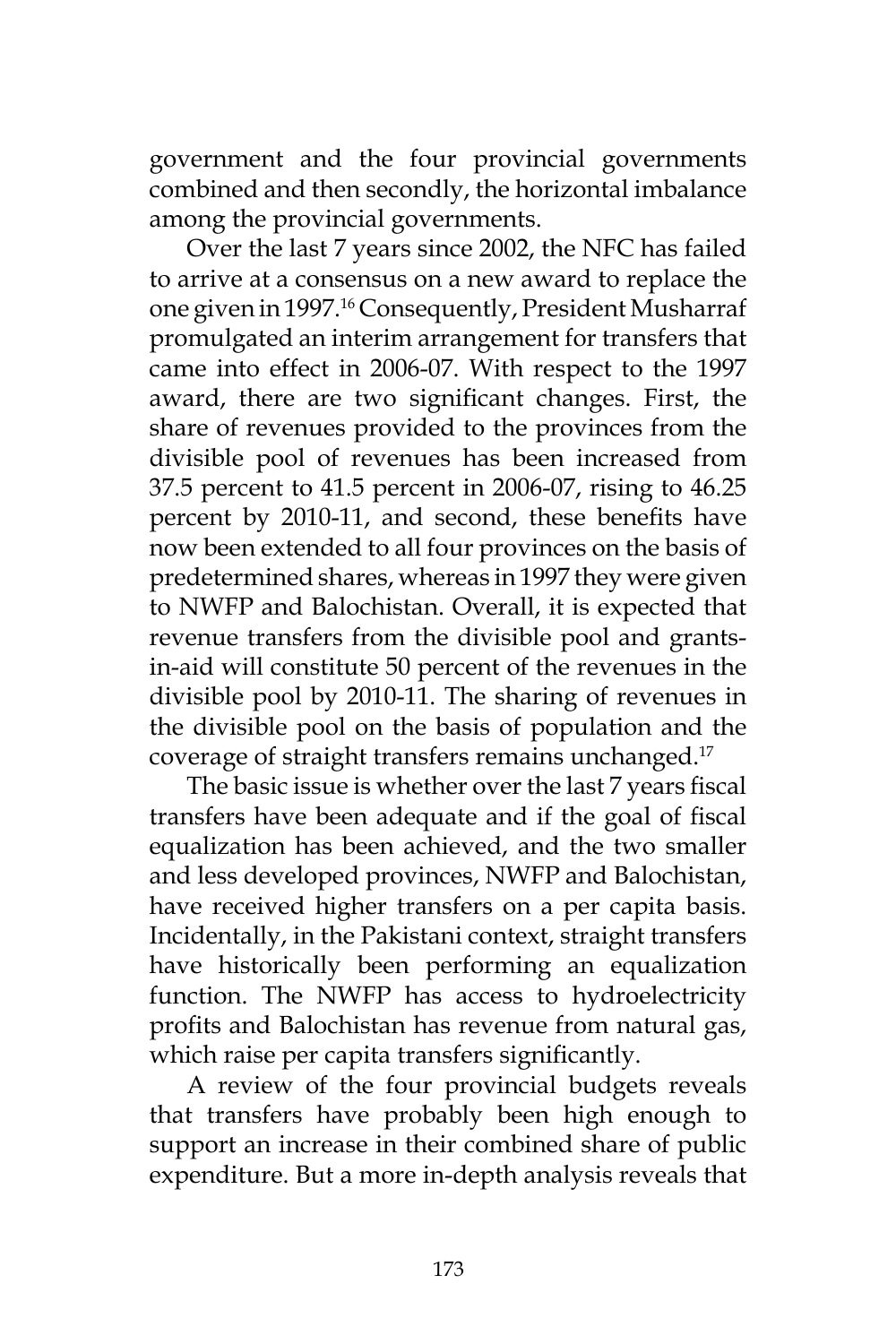government and the four provincial governments combined and then secondly, the horizontal imbalance among the provincial governments.

Over the last 7 years since 2002, the NFC has failed to arrive at a consensus on a new award to replace the one given in 1997.[16] Consequently, President Musharraf promulgated an interim arrangement for transfers that came into effect in 2006-07. With respect to the 1997 award, there are two significant changes. First, the share of revenues provided to the provinces from the divisible pool of revenues has been increased from 37.5 percent to 41.5 percent in 2006-07, rising to 46.25 percent by 2010-11, and second, these benefits have now been extended to all four provinces on the basis of predetermined shares, whereas in 1997 they were given to NWFP and Balochistan. Overall, it is expected that revenue transfers from the divisible pool and grants-in-aid will constitute 50 percent of the revenues in the divisible pool by 2010-11. The sharing of revenues in the divisible pool on the basis of population and the coverage of straight transfers remains unchanged.[17]

The basic issue is whether over the last 7 years fiscal transfers have been adequate and if the goal of fiscal equalization has been achieved, and the two smaller and less developed provinces, NWFP and Balochistan, have received higher transfers on a per capita basis. Incidentally, in the Pakistani context, straight transfers have historically been performing an equalization function. The NWFP has access to hydroelectricity profits and Balochistan has revenue from natural gas, which raise per capita transfers significantly.

A review of the four provincial budgets reveals that transfers have probably been high enough to support an increase in their combined share of public expenditure. But a more in-depth analysis reveals that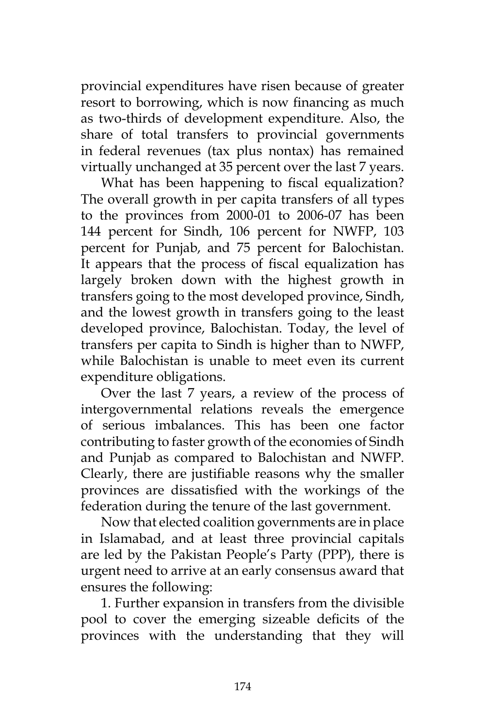provincial expenditures have risen because of greater resort to borrowing, which is now financing as much as two-thirds of development expenditure. Also, the share of total transfers to provincial governments in federal revenues (tax plus nontax) has remained virtually unchanged at 35 percent over the last 7 years.

What has been happening to fiscal equalization? The overall growth in per capita transfers of all types to the provinces from 2000-01 to 2006-07 has been 144 percent for Sindh, 106 percent for NWFP, 103 percent for Punjab, and 75 percent for Balochistan. It appears that the process of fiscal equalization has largely broken down with the highest growth in transfers going to the most developed province, Sindh, and the lowest growth in transfers going to the least developed province, Balochistan. Today, the level of transfers per capita to Sindh is higher than to NWFP, while Balochistan is unable to meet even its current expenditure obligations.

Over the last 7 years, a review of the process of intergovernmental relations reveals the emergence of serious imbalances. This has been one factor contributing to faster growth of the economies of Sindh and Punjab as compared to Balochistan and NWFP. Clearly, there are justifiable reasons why the smaller provinces are dissatisfied with the workings of the federation during the tenure of the last government.

Now that elected coalition governments are in place in Islamabad, and at least three provincial capitals are led by the Pakistan People's Party (PPP), there is urgent need to arrive at an early consensus award that ensures the following:

1. Further expansion in transfers from the divisible pool to cover the emerging sizeable deficits of the provinces with the understanding that they will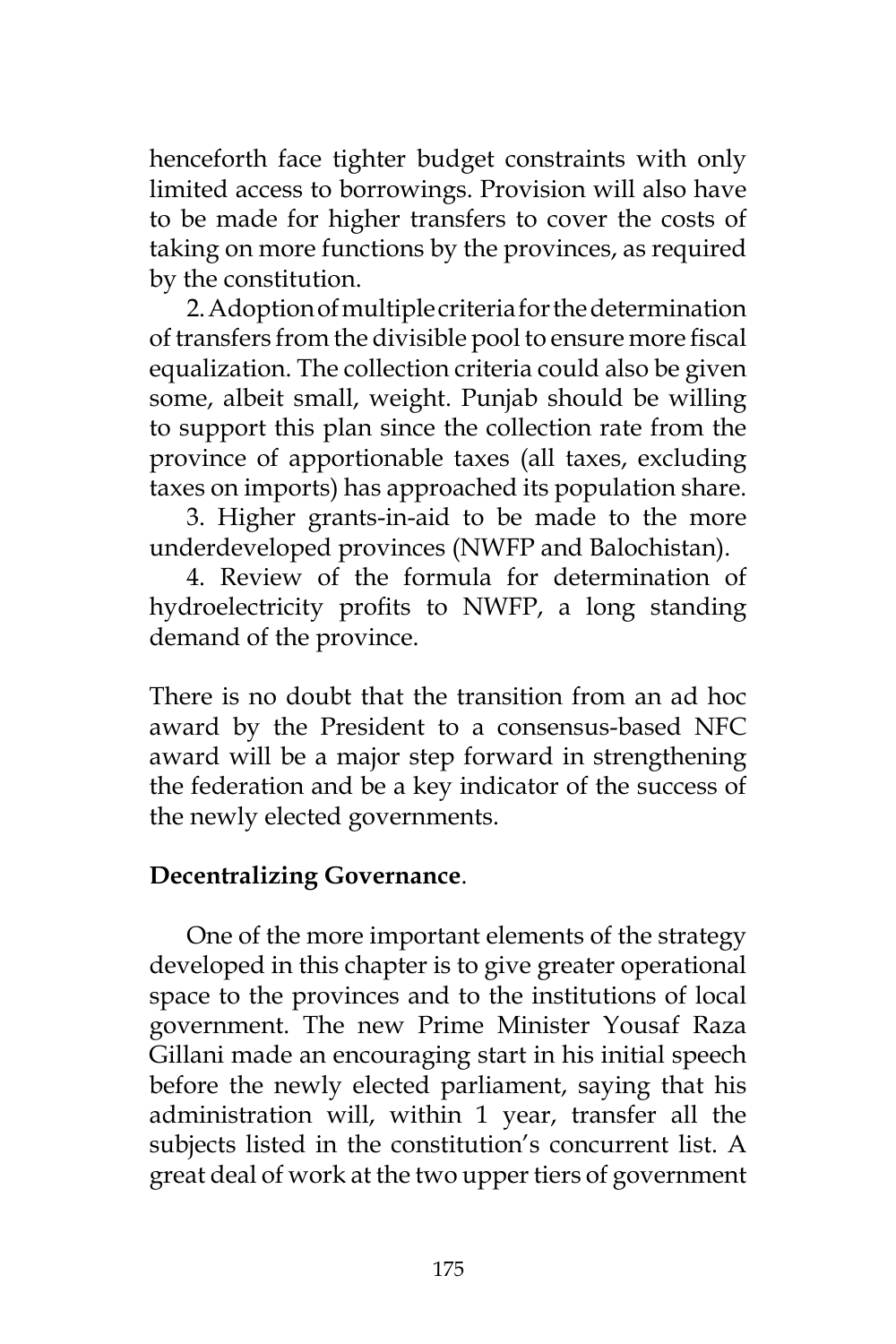henceforth face tighter budget constraints with only limited access to borrowings. Provision will also have to be made for higher transfers to cover the costs of taking on more functions by the provinces, as required by the constitution.

2. Adoption of multiple criteria for the determination of transfers from the divisible pool to ensure more fiscal equalization. The collection criteria could also be given some, albeit small, weight. Punjab should be willing to support this plan since the collection rate from the province of apportionable taxes (all taxes, excluding taxes on imports) has approached its population share.

3. Higher grants-in-aid to be made to the more underdeveloped provinces (NWFP and Balochistan).

4. Review of the formula for determination of hydroelectricity profits to NWFP, a long standing demand of the province.

There is no doubt that the transition from an ad hoc award by the President to a consensus-based NFC award will be a major step forward in strengthening the federation and be a key indicator of the success of the newly elected governments.

**Decentralizing Governance**.

One of the more important elements of the strategy developed in this chapter is to give greater operational space to the provinces and to the institutions of local government. The new Prime Minister Yousaf Raza Gillani made an encouraging start in his initial speech before the newly elected parliament, saying that his administration will, within 1 year, transfer all the subjects listed in the constitution's concurrent list. A great deal of work at the two upper tiers of government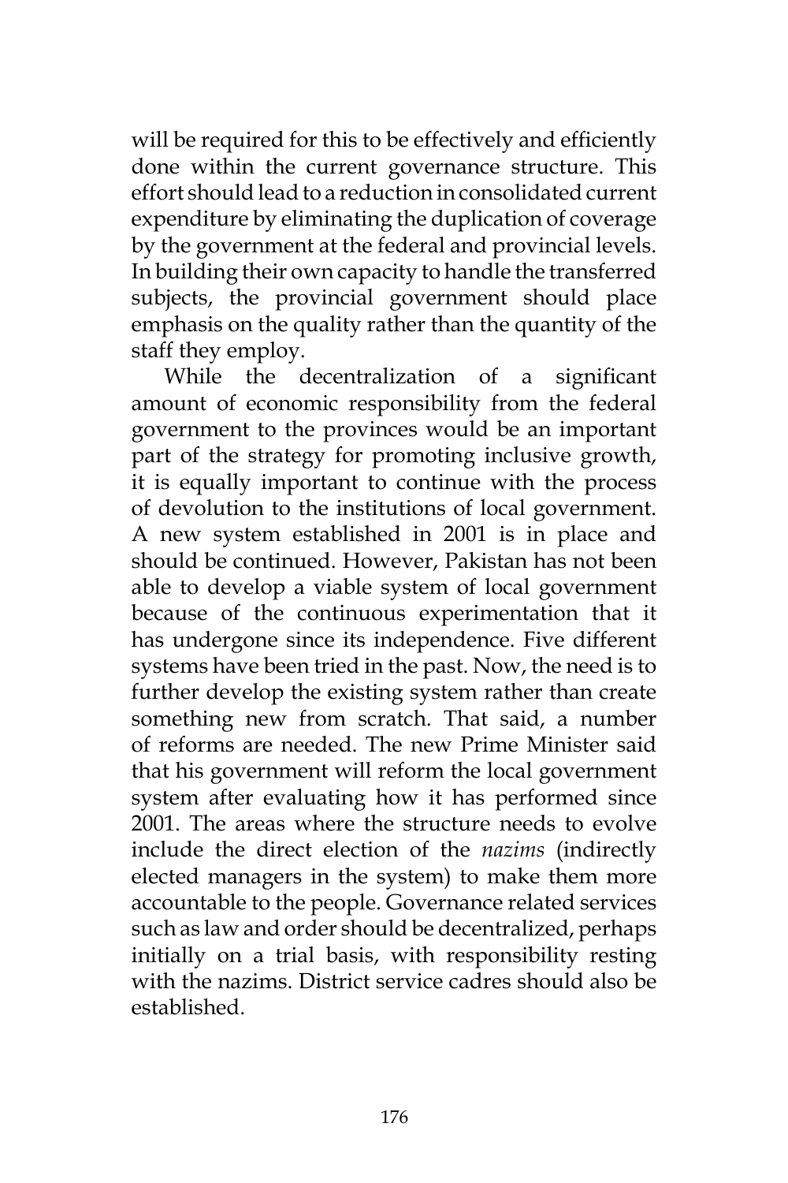will be required for this to be effectively and efficiently done within the current governance structure. This effort should lead to a reduction in consolidated current expenditure by eliminating the duplication of coverage by the government at the federal and provincial levels. In building their own capacity to handle the transferred subjects, the provincial government should place emphasis on the quality rather than the quantity of the staff they employ.

While the decentralization of a significant amount of economic responsibility from the federal government to the provinces would be an important part of the strategy for promoting inclusive growth, it is equally important to continue with the process of devolution to the institutions of local government. A new system established in 2001 is in place and should be continued. However, Pakistan has not been able to develop a viable system of local government because of the continuous experimentation that it has undergone since its independence. Five different systems have been tried in the past. Now, the need is to further develop the existing system rather than create something new from scratch. That said, a number of reforms are needed. The new Prime Minister said that his government will reform the local government system after evaluating how it has performed since 2001. The areas where the structure needs to evolve include the direct election of the *nazims* (indirectly elected managers in the system) to make them more accountable to the people. Governance related services such as law and order should be decentralized, perhaps initially on a trial basis, with responsibility resting with the nazims. District service cadres should also be established.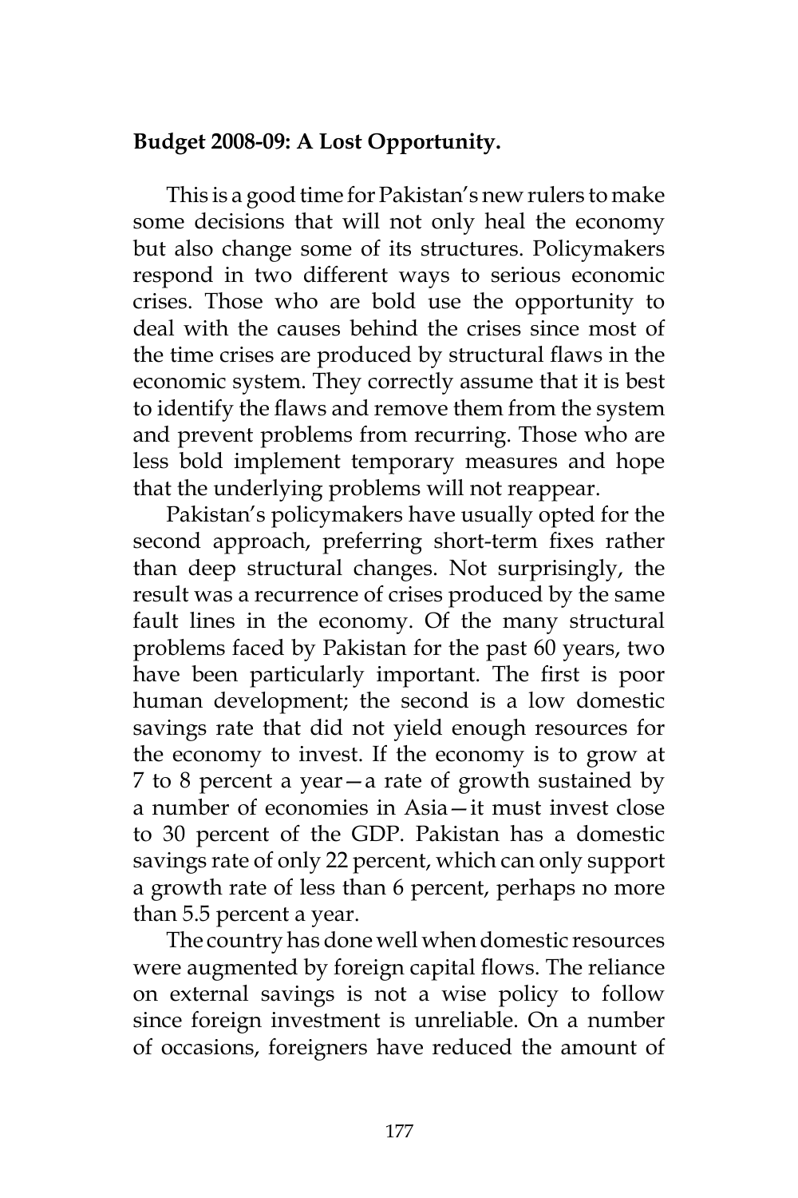**Budget 2008-09: A Lost Opportunity.**

This is a good time for Pakistan's new rulers to make some decisions that will not only heal the economy but also change some of its structures. Policymakers respond in two different ways to serious economic crises. Those who are bold use the opportunity to deal with the causes behind the crises since most of the time crises are produced by structural flaws in the economic system. They correctly assume that it is best to identify the flaws and remove them from the system and prevent problems from recurring. Those who are less bold implement temporary measures and hope that the underlying problems will not reappear.

Pakistan's policymakers have usually opted for the second approach, preferring short-term fixes rather than deep structural changes. Not surprisingly, the result was a recurrence of crises produced by the same fault lines in the economy. Of the many structural problems faced by Pakistan for the past 60 years, two have been particularly important. The first is poor human development; the second is a low domestic savings rate that did not yield enough resources for the economy to invest. If the economy is to grow at 7 to 8 percent a year—a rate of growth sustained by a number of economies in Asia—it must invest close to 30 percent of the GDP. Pakistan has a domestic savings rate of only 22 percent, which can only support a growth rate of less than 6 percent, perhaps no more than 5.5 percent a year.

The country has done well when domestic resources were augmented by foreign capital flows. The reliance on external savings is not a wise policy to follow since foreign investment is unreliable. On a number of occasions, foreigners have reduced the amount of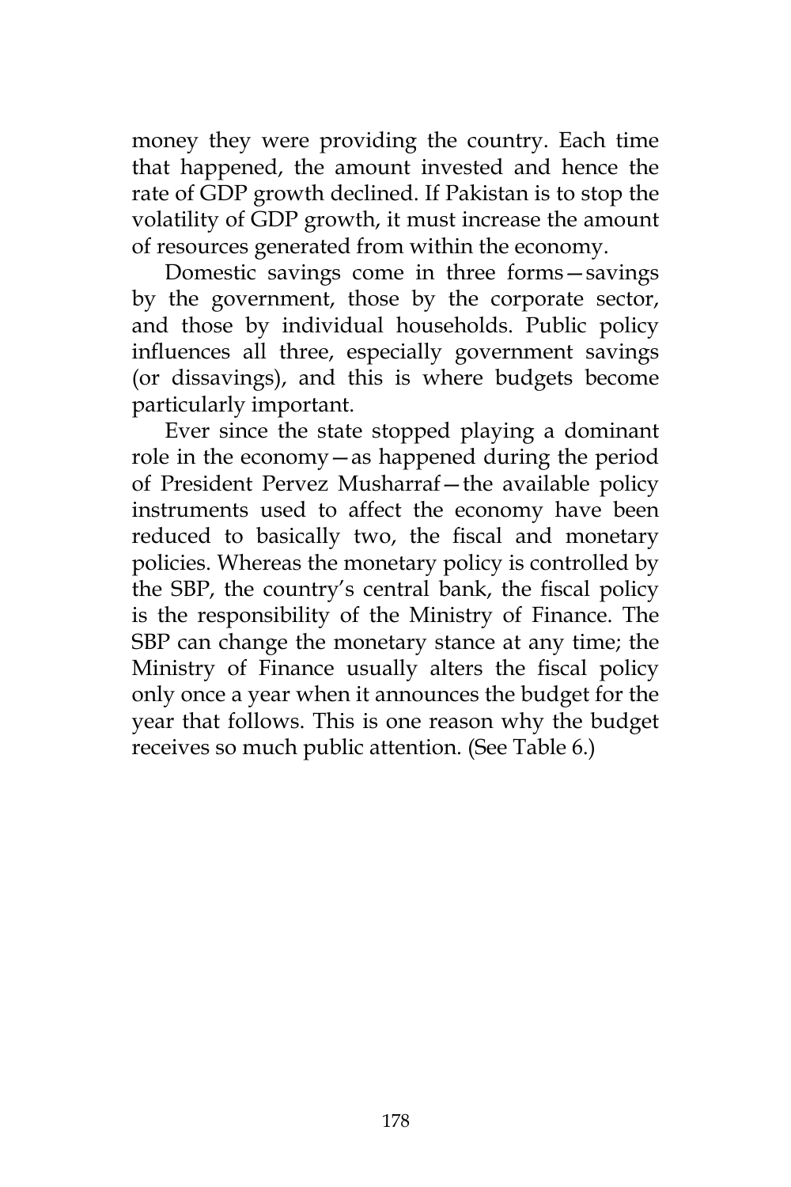money they were providing the country. Each time that happened, the amount invested and hence the rate of GDP growth declined. If Pakistan is to stop the volatility of GDP growth, it must increase the amount of resources generated from within the economy.

Domestic savings come in three forms—savings by the government, those by the corporate sector, and those by individual households. Public policy influences all three, especially government savings (or dissavings), and this is where budgets become particularly important.

Ever since the state stopped playing a dominant role in the economy—as happened during the period of President Pervez Musharraf—the available policy instruments used to affect the economy have been reduced to basically two, the fiscal and monetary policies. Whereas the monetary policy is controlled by the SBP, the country's central bank, the fiscal policy is the responsibility of the Ministry of Finance. The SBP can change the monetary stance at any time; the Ministry of Finance usually alters the fiscal policy only once a year when it announces the budget for the year that follows. This is one reason why the budget receives so much public attention. (See Table 6.)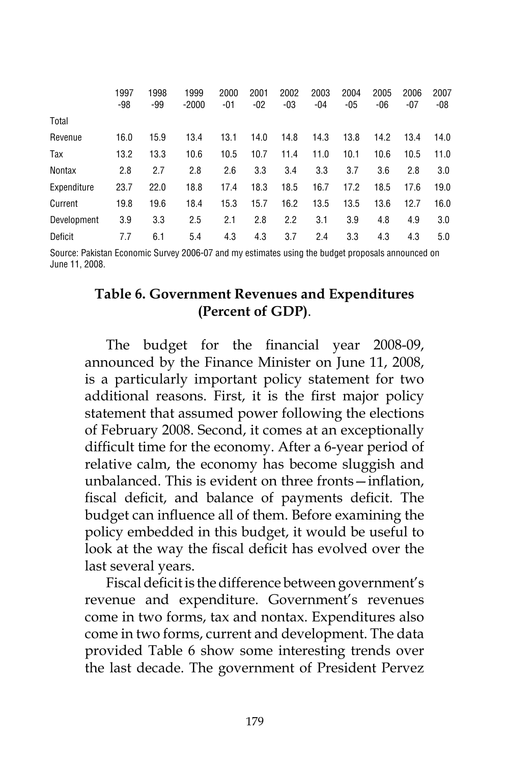| | 1997-98 | 1998-99 | 1999-2000 | 2000-01 | 2001-02 | 2002-03 | 2003-04 | 2004-05 | 2005-06 | 2006-07 | 2007-08 |
|---|---|---|---|---|---|---|---|---|---|---|---|
| Total | | | | | | | | | | | |
| Revenue | 16.0 | 15.9 | 13.4 | 13.1 | 14.0 | 14.8 | 14.3 | 13.8 | 14.2 | 13.4 | 14.0 |
| Tax | 13.2 | 13.3 | 10.6 | 10.5 | 10.7 | 11.4 | 11.0 | 10.1 | 10.6 | 10.5 | 11.0 |
| Nontax | 2.8 | 2.7 | 2.8 | 2.6 | 3.3 | 3.4 | 3.3 | 3.7 | 3.6 | 2.8 | 3.0 |
| Expenditure | 23.7 | 22.0 | 18.8 | 17.4 | 18.3 | 18.5 | 16.7 | 17.2 | 18.5 | 17.6 | 19.0 |
| Current | 19.8 | 19.6 | 18.4 | 15.3 | 15.7 | 16.2 | 13.5 | 13.5 | 13.6 | 12.7 | 16.0 |
| Development | 3.9 | 3.3 | 2.5 | 2.1 | 2.8 | 2.2 | 3.1 | 3.9 | 4.8 | 4.9 | 3.0 |
| Deficit | 7.7 | 6.1 | 5.4 | 4.3 | 4.3 | 3.7 | 2.4 | 3.3 | 4.3 | 4.3 | 5.0 |

Source: Pakistan Economic Survey 2006-07 and my estimates using the budget proposals announced on June 11, 2008.

**Table 6. Government Revenues and Expenditures (Percent of GDP)**.

The budget for the financial year 2008-09, announced by the Finance Minister on June 11, 2008, is a particularly important policy statement for two additional reasons. First, it is the first major policy statement that assumed power following the elections of February 2008. Second, it comes at an exceptionally difficult time for the economy. After a 6-year period of relative calm, the economy has become sluggish and unbalanced. This is evident on three fronts—inflation, fiscal deficit, and balance of payments deficit. The budget can influence all of them. Before examining the policy embedded in this budget, it would be useful to look at the way the fiscal deficit has evolved over the last several years.

Fiscal deficit is the difference between government's revenue and expenditure. Government's revenues come in two forms, tax and nontax. Expenditures also come in two forms, current and development. The data provided Table 6 show some interesting trends over the last decade. The government of President Pervez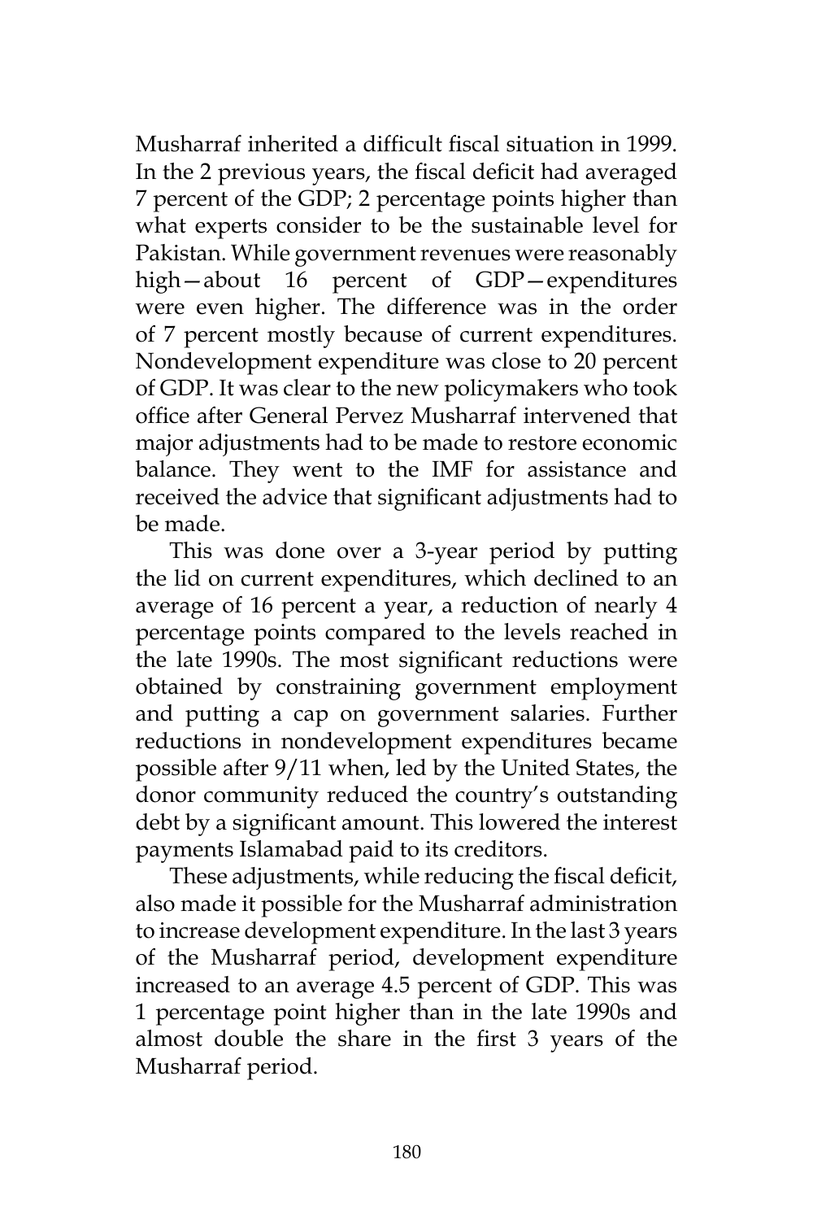Musharraf inherited a difficult fiscal situation in 1999. In the 2 previous years, the fiscal deficit had averaged 7 percent of the GDP; 2 percentage points higher than what experts consider to be the sustainable level for Pakistan. While government revenues were reasonably high—about 16 percent of GDP—expenditures were even higher. The difference was in the order of 7 percent mostly because of current expenditures. Nondevelopment expenditure was close to 20 percent of GDP. It was clear to the new policymakers who took office after General Pervez Musharraf intervened that major adjustments had to be made to restore economic balance. They went to the IMF for assistance and received the advice that significant adjustments had to be made.

This was done over a 3-year period by putting the lid on current expenditures, which declined to an average of 16 percent a year, a reduction of nearly 4 percentage points compared to the levels reached in the late 1990s. The most significant reductions were obtained by constraining government employment and putting a cap on government salaries. Further reductions in nondevelopment expenditures became possible after 9/11 when, led by the United States, the donor community reduced the country's outstanding debt by a significant amount. This lowered the interest payments Islamabad paid to its creditors.

These adjustments, while reducing the fiscal deficit, also made it possible for the Musharraf administration to increase development expenditure. In the last 3 years of the Musharraf period, development expenditure increased to an average 4.5 percent of GDP. This was 1 percentage point higher than in the late 1990s and almost double the share in the first 3 years of the Musharraf period.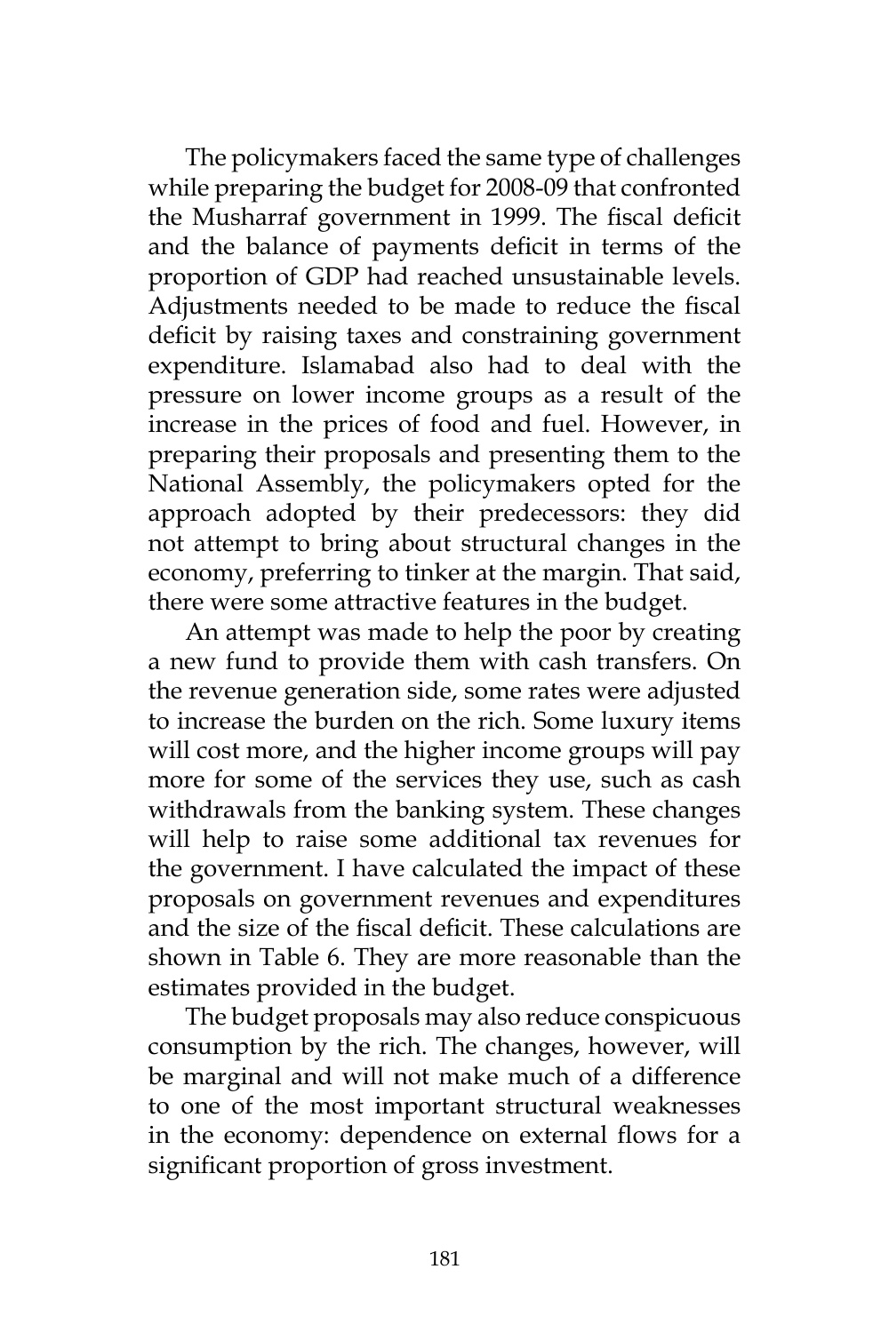The policymakers faced the same type of challenges while preparing the budget for 2008-09 that confronted the Musharraf government in 1999. The fiscal deficit and the balance of payments deficit in terms of the proportion of GDP had reached unsustainable levels. Adjustments needed to be made to reduce the fiscal deficit by raising taxes and constraining government expenditure. Islamabad also had to deal with the pressure on lower income groups as a result of the increase in the prices of food and fuel. However, in preparing their proposals and presenting them to the National Assembly, the policymakers opted for the approach adopted by their predecessors: they did not attempt to bring about structural changes in the economy, preferring to tinker at the margin. That said, there were some attractive features in the budget.

An attempt was made to help the poor by creating a new fund to provide them with cash transfers. On the revenue generation side, some rates were adjusted to increase the burden on the rich. Some luxury items will cost more, and the higher income groups will pay more for some of the services they use, such as cash withdrawals from the banking system. These changes will help to raise some additional tax revenues for the government. I have calculated the impact of these proposals on government revenues and expenditures and the size of the fiscal deficit. These calculations are shown in Table 6. They are more reasonable than the estimates provided in the budget.

The budget proposals may also reduce conspicuous consumption by the rich. The changes, however, will be marginal and will not make much of a difference to one of the most important structural weaknesses in the economy: dependence on external flows for a significant proportion of gross investment.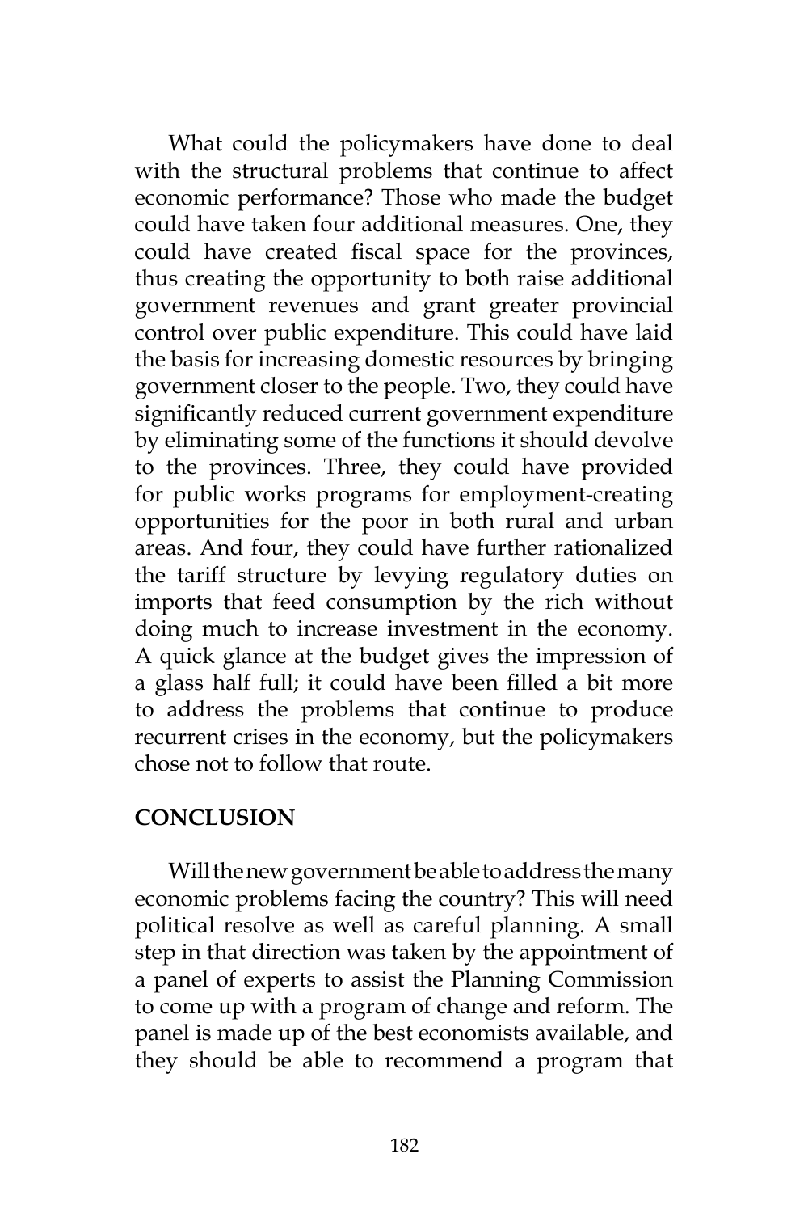What could the policymakers have done to deal with the structural problems that continue to affect economic performance? Those who made the budget could have taken four additional measures. One, they could have created fiscal space for the provinces, thus creating the opportunity to both raise additional government revenues and grant greater provincial control over public expenditure. This could have laid the basis for increasing domestic resources by bringing government closer to the people. Two, they could have significantly reduced current government expenditure by eliminating some of the functions it should devolve to the provinces. Three, they could have provided for public works programs for employment-creating opportunities for the poor in both rural and urban areas. And four, they could have further rationalized the tariff structure by levying regulatory duties on imports that feed consumption by the rich without doing much to increase investment in the economy. A quick glance at the budget gives the impression of a glass half full; it could have been filled a bit more to address the problems that continue to produce recurrent crises in the economy, but the policymakers chose not to follow that route.

## CONCLUSION

Will the new government be able to address the many economic problems facing the country? This will need political resolve as well as careful planning. A small step in that direction was taken by the appointment of a panel of experts to assist the Planning Commission to come up with a program of change and reform. The panel is made up of the best economists available, and they should be able to recommend a program that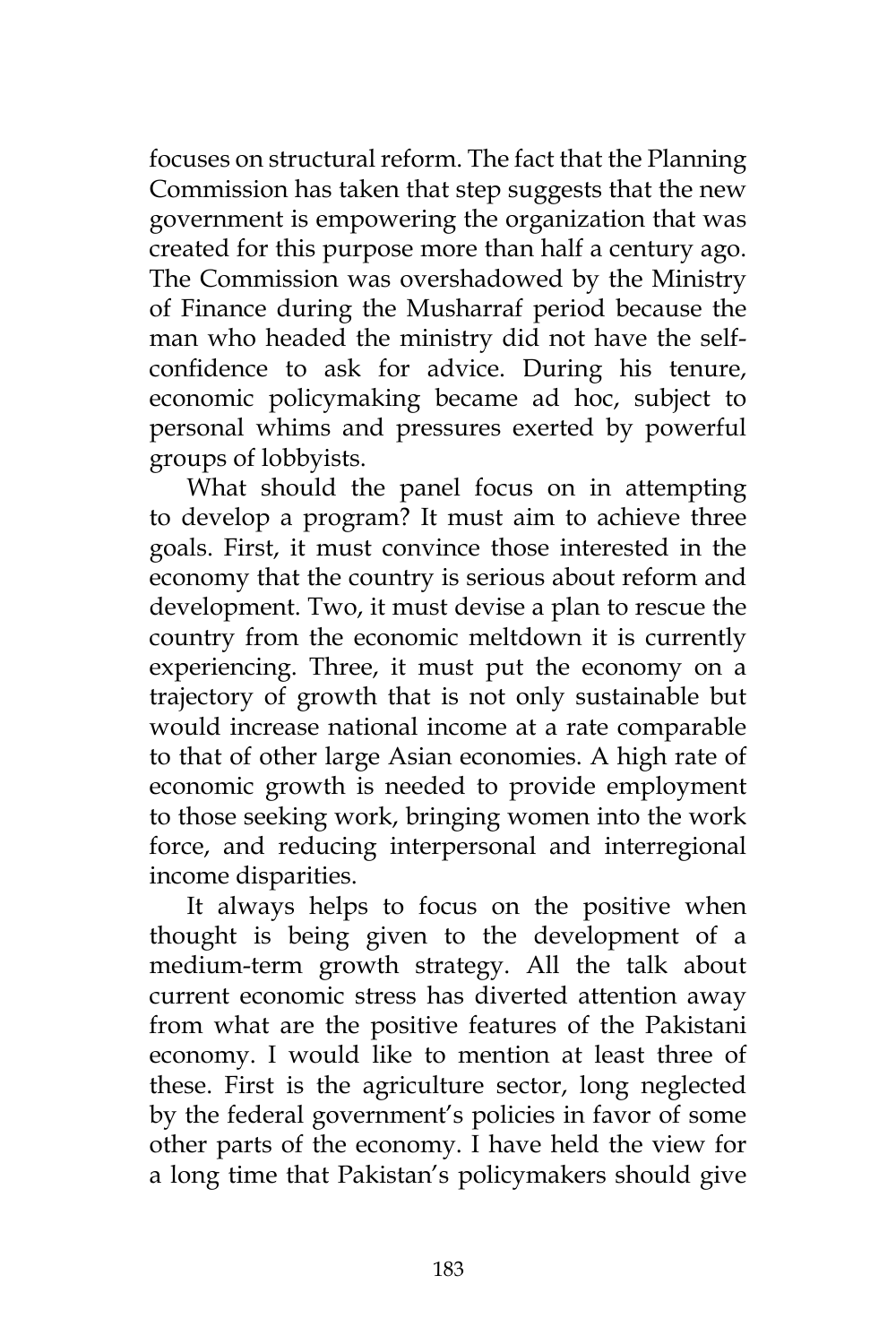focuses on structural reform. The fact that the Planning Commission has taken that step suggests that the new government is empowering the organization that was created for this purpose more than half a century ago. The Commission was overshadowed by the Ministry of Finance during the Musharraf period because the man who headed the ministry did not have the self-confidence to ask for advice. During his tenure, economic policymaking became ad hoc, subject to personal whims and pressures exerted by powerful groups of lobbyists.

What should the panel focus on in attempting to develop a program? It must aim to achieve three goals. First, it must convince those interested in the economy that the country is serious about reform and development. Two, it must devise a plan to rescue the country from the economic meltdown it is currently experiencing. Three, it must put the economy on a trajectory of growth that is not only sustainable but would increase national income at a rate comparable to that of other large Asian economies. A high rate of economic growth is needed to provide employment to those seeking work, bringing women into the work force, and reducing interpersonal and interregional income disparities.

It always helps to focus on the positive when thought is being given to the development of a medium-term growth strategy. All the talk about current economic stress has diverted attention away from what are the positive features of the Pakistani economy. I would like to mention at least three of these. First is the agriculture sector, long neglected by the federal government's policies in favor of some other parts of the economy. I have held the view for a long time that Pakistan's policymakers should give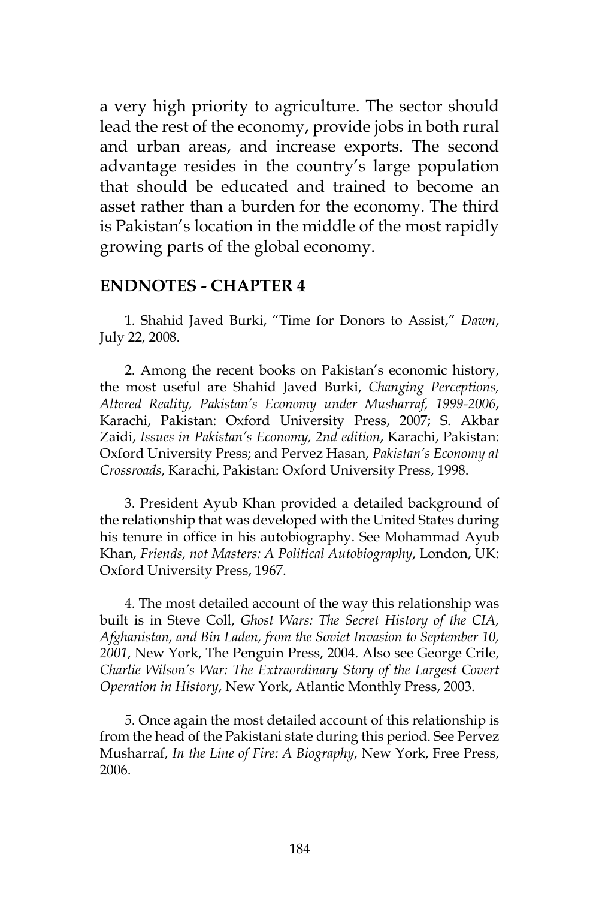a very high priority to agriculture. The sector should lead the rest of the economy, provide jobs in both rural and urban areas, and increase exports. The second advantage resides in the country's large population that should be educated and trained to become an asset rather than a burden for the economy. The third is Pakistan's location in the middle of the most rapidly growing parts of the global economy.

## ENDNOTES - CHAPTER 4

1. Shahid Javed Burki, "Time for Donors to Assist," *Dawn*, July 22, 2008.

2. Among the recent books on Pakistan's economic history, the most useful are Shahid Javed Burki, *Changing Perceptions, Altered Reality, Pakistan's Economy under Musharraf, 1999-2006*, Karachi, Pakistan: Oxford University Press, 2007; S. Akbar Zaidi, *Issues in Pakistan's Economy, 2nd edition*, Karachi, Pakistan: Oxford University Press; and Pervez Hasan, *Pakistan's Economy at Crossroads*, Karachi, Pakistan: Oxford University Press, 1998.

3. President Ayub Khan provided a detailed background of the relationship that was developed with the United States during his tenure in office in his autobiography. See Mohammad Ayub Khan, *Friends, not Masters: A Political Autobiography*, London, UK: Oxford University Press, 1967.

4. The most detailed account of the way this relationship was built is in Steve Coll, *Ghost Wars: The Secret History of the CIA, Afghanistan, and Bin Laden, from the Soviet Invasion to September 10, 2001*, New York, The Penguin Press, 2004. Also see George Crile, *Charlie Wilson's War: The Extraordinary Story of the Largest Covert Operation in History*, New York, Atlantic Monthly Press, 2003.

5. Once again the most detailed account of this relationship is from the head of the Pakistani state during this period. See Pervez Musharraf, *In the Line of Fire: A Biography*, New York, Free Press, 2006.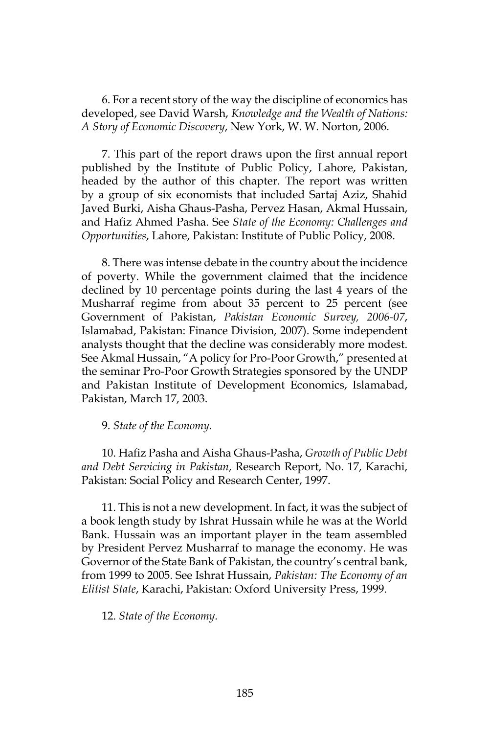6. For a recent story of the way the discipline of economics has developed, see David Warsh, *Knowledge and the Wealth of Nations: A Story of Economic Discovery*, New York, W. W. Norton, 2006.

7. This part of the report draws upon the first annual report published by the Institute of Public Policy, Lahore, Pakistan, headed by the author of this chapter. The report was written by a group of six economists that included Sartaj Aziz, Shahid Javed Burki, Aisha Ghaus-Pasha, Pervez Hasan, Akmal Hussain, and Hafiz Ahmed Pasha. See *State of the Economy: Challenges and Opportunities*, Lahore, Pakistan: Institute of Public Policy, 2008.

8. There was intense debate in the country about the incidence of poverty. While the government claimed that the incidence declined by 10 percentage points during the last 4 years of the Musharraf regime from about 35 percent to 25 percent (see Government of Pakistan, *Pakistan Economic Survey, 2006-07*, Islamabad, Pakistan: Finance Division, 2007). Some independent analysts thought that the decline was considerably more modest. See Akmal Hussain, "A policy for Pro-Poor Growth," presented at the seminar Pro-Poor Growth Strategies sponsored by the UNDP and Pakistan Institute of Development Economics, Islamabad, Pakistan, March 17, 2003.

9. *State of the Economy.*

10. Hafiz Pasha and Aisha Ghaus-Pasha, *Growth of Public Debt and Debt Servicing in Pakistan*, Research Report, No. 17, Karachi, Pakistan: Social Policy and Research Center, 1997.

11. This is not a new development. In fact, it was the subject of a book length study by Ishrat Hussain while he was at the World Bank. Hussain was an important player in the team assembled by President Pervez Musharraf to manage the economy. He was Governor of the State Bank of Pakistan, the country's central bank, from 1999 to 2005. See Ishrat Hussain, *Pakistan: The Economy of an Elitist State*, Karachi, Pakistan: Oxford University Press, 1999.

12. *State of the Economy.*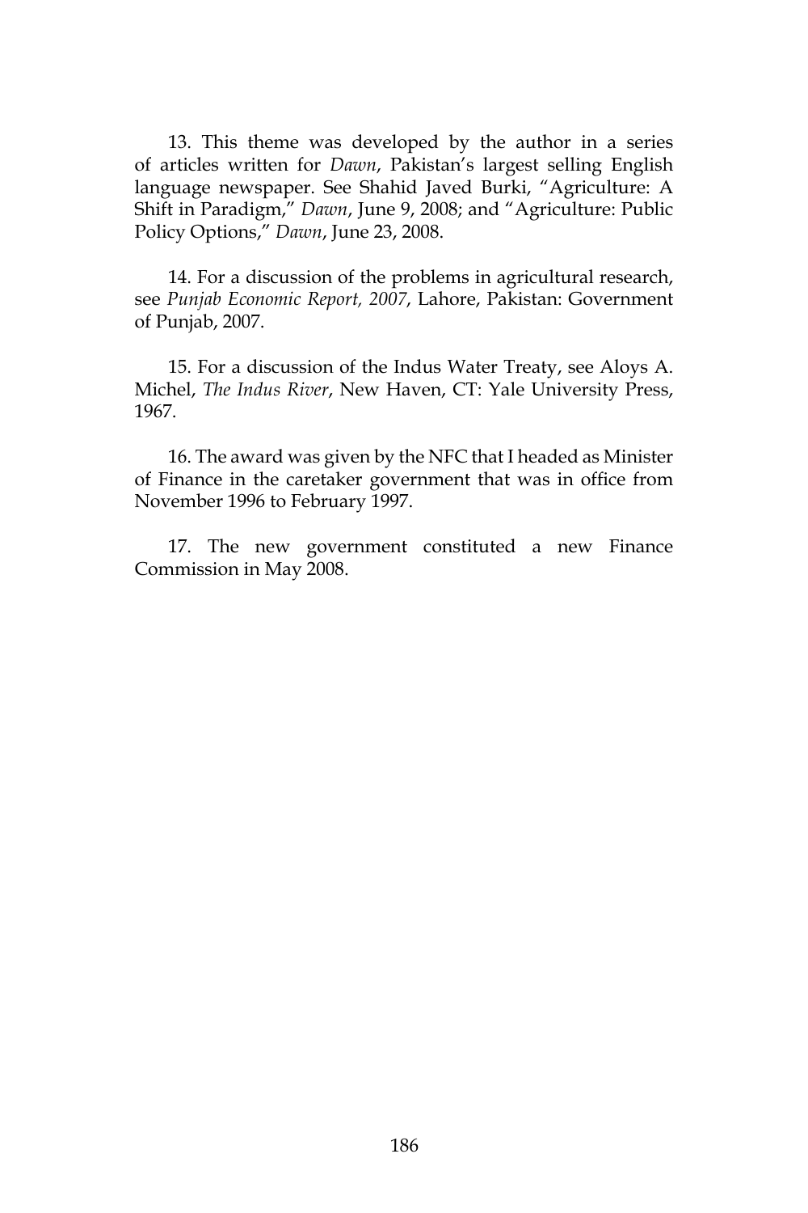13. This theme was developed by the author in a series of articles written for *Dawn*, Pakistan's largest selling English language newspaper. See Shahid Javed Burki, "Agriculture: A Shift in Paradigm," *Dawn*, June 9, 2008; and "Agriculture: Public Policy Options," *Dawn*, June 23, 2008.

14. For a discussion of the problems in agricultural research, see *Punjab Economic Report, 2007*, Lahore, Pakistan: Government of Punjab, 2007.

15. For a discussion of the Indus Water Treaty, see Aloys A. Michel, *The Indus River*, New Haven, CT: Yale University Press, 1967.

16. The award was given by the NFC that I headed as Minister of Finance in the caretaker government that was in office from November 1996 to February 1997.

17. The new government constituted a new Finance Commission in May 2008.